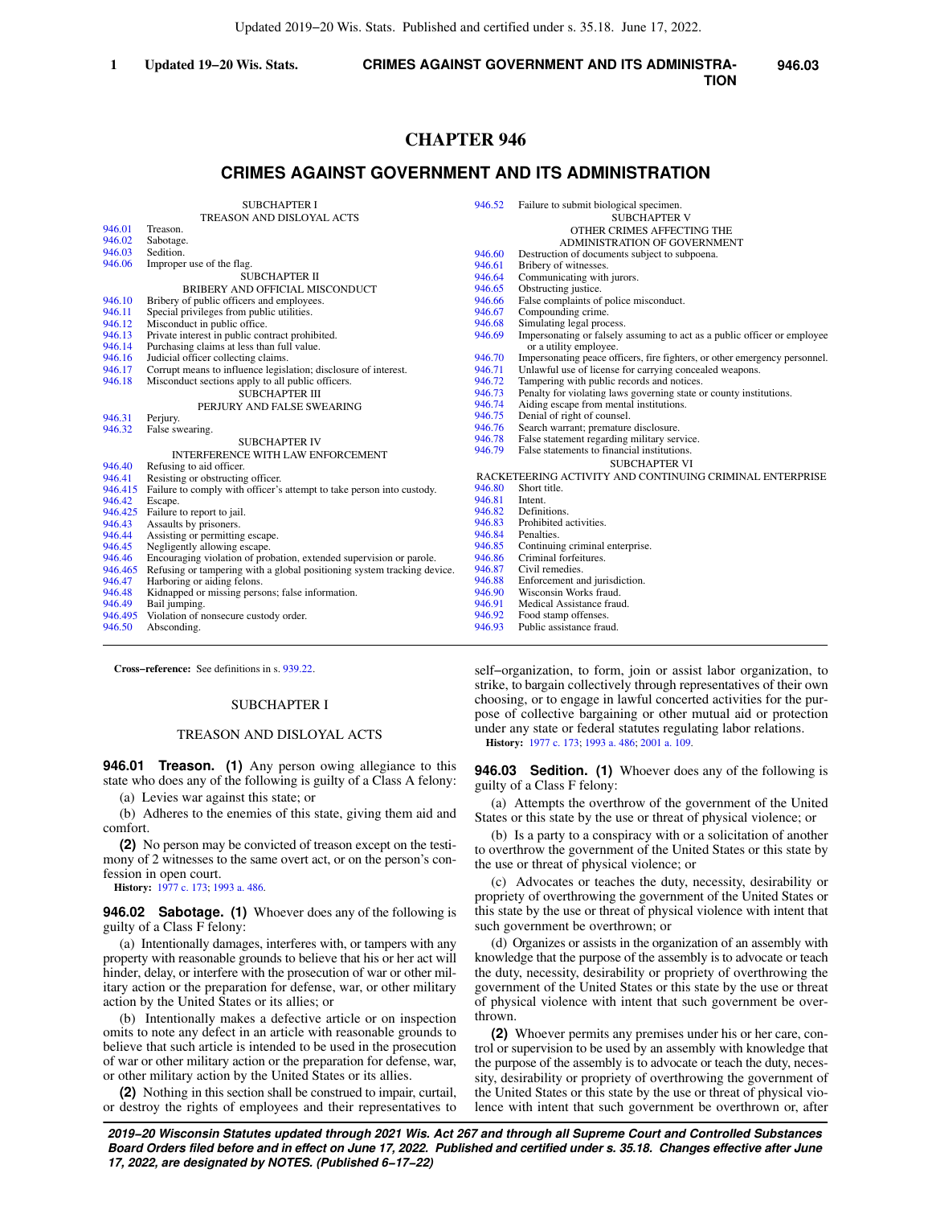# CHAPTER 946

## CRIMES AGAINST GOVERNMENT AND ITS ADMINISTRATION

SUBCHAPTER I
TREASON AND DISLOYAL ACTS

946.01 Treason.
946.02 Sabotage.
946.03 Sedition.
946.06 Improper use of the flag.

SUBCHAPTER II
BRIBERY AND OFFICIAL MISCONDUCT

946.10 Bribery of public officers and employees.
946.11 Special privileges from public utilities.
946.12 Misconduct in public office.
946.13 Private interest in public contract prohibited.
946.14 Purchasing claims at less than full value.
946.16 Judicial officer collecting claims.
946.17 Corrupt means to influence legislation; disclosure of interest.
946.18 Misconduct sections apply to all public officers.

SUBCHAPTER III
PERJURY AND FALSE SWEARING

946.31 Perjury.
946.32 False swearing.

SUBCHAPTER IV
INTERFERENCE WITH LAW ENFORCEMENT

946.40 Refusing to aid officer.
946.41 Resisting or obstructing officer.
946.415 Failure to comply with officer's attempt to take person into custody.
946.42 Escape.
946.425 Failure to report to jail.
946.43 Assaults by prisoners.
946.44 Assisting or permitting escape.
946.45 Negligently allowing escape.
946.46 Encouraging violation of probation, extended supervision or parole.
946.465 Refusing or tampering with a global positioning system tracking device.
946.47 Harboring or aiding felons.
946.48 Kidnapped or missing persons; false information.
946.49 Bail jumping.
946.495 Violation of nonsecure custody order.
946.50 Absconding.
946.52 Failure to submit biological specimen.

SUBCHAPTER V
OTHER CRIMES AFFECTING THE
ADMINISTRATION OF GOVERNMENT

946.60 Destruction of documents subject to subpoena.
946.61 Bribery of witnesses.
946.64 Communicating with jurors.
946.65 Obstructing justice.
946.66 False complaints of police misconduct.
946.67 Compounding crime.
946.68 Simulating legal process.
946.69 Impersonating or falsely assuming to act as a public officer or employee or a utility employee.
946.70 Impersonating peace officers, fire fighters, or other emergency personnel.
946.71 Unlawful use of license for carrying concealed weapons.
946.72 Tampering with public records and notices.
946.73 Penalty for violating laws governing state or county institutions.
946.74 Aiding escape from mental institutions.
946.75 Denial of right of counsel.
946.76 Search warrant; premature disclosure.
946.78 False statement regarding military service.
946.79 False statements to financial institutions.

SUBCHAPTER VI
RACKETEERING ACTIVITY AND CONTINUING CRIMINAL ENTERPRISE

946.80 Short title.
946.81 Intent.
946.82 Definitions.
946.83 Prohibited activities.
946.84 Penalties.
946.85 Continuing criminal enterprise.
946.86 Criminal forfeitures.
946.87 Civil remedies.
946.88 Enforcement and jurisdiction.
946.90 Wisconsin Works fraud.
946.91 Medical Assistance fraud.
946.92 Food stamp offenses.
946.93 Public assistance fraud.

---

**Cross–reference:** See definitions in s. 939.22.

SUBCHAPTER I

TREASON AND DISLOYAL ACTS

**946.01 Treason. (1)** Any person owing allegiance to this state who does any of the following is guilty of a Class A felony:

(a) Levies war against this state; or

(b) Adheres to the enemies of this state, giving them aid and comfort.

**(2)** No person may be convicted of treason except on the testimony of 2 witnesses to the same overt act, or on the person's confession in open court.

**History:** 1977 c. 173; 1993 a. 486.

**946.02 Sabotage. (1)** Whoever does any of the following is guilty of a Class F felony:

(a) Intentionally damages, interferes with, or tampers with any property with reasonable grounds to believe that his or her act will hinder, delay, or interfere with the prosecution of war or other military action or the preparation for defense, war, or other military action by the United States or its allies; or

(b) Intentionally makes a defective article or on inspection omits to note any defect in an article with reasonable grounds to believe that such article is intended to be used in the prosecution of war or other military action or the preparation for defense, war, or other military action by the United States or its allies.

**(2)** Nothing in this section shall be construed to impair, curtail, or destroy the rights of employees and their representatives to self–organization, to form, join or assist labor organization, to strike, to bargain collectively through representatives of their own choosing, or to engage in lawful concerted activities for the purpose of collective bargaining or other mutual aid or protection under any state or federal statutes regulating labor relations.

**History:** 1977 c. 173; 1993 a. 486; 2001 a. 109.

**946.03 Sedition. (1)** Whoever does any of the following is guilty of a Class F felony:

(a) Attempts the overthrow of the government of the United States or this state by the use or threat of physical violence; or

(b) Is a party to a conspiracy with or a solicitation of another to overthrow the government of the United States or this state by the use or threat of physical violence; or

(c) Advocates or teaches the duty, necessity, desirability or propriety of overthrowing the government of the United States or this state by the use or threat of physical violence with intent that such government be overthrown; or

(d) Organizes or assists in the organization of an assembly with knowledge that the purpose of the assembly is to advocate or teach the duty, necessity, desirability or propriety of overthrowing the government of the United States or this state by the use or threat of physical violence with intent that such government be overthrown.

**(2)** Whoever permits any premises under his or her care, control or supervision to be used by an assembly with knowledge that the purpose of the assembly is to advocate or teach the duty, necessity, desirability or propriety of overthrowing the government of the United States or this state by the use or threat of physical violence with intent that such government be overthrown or, after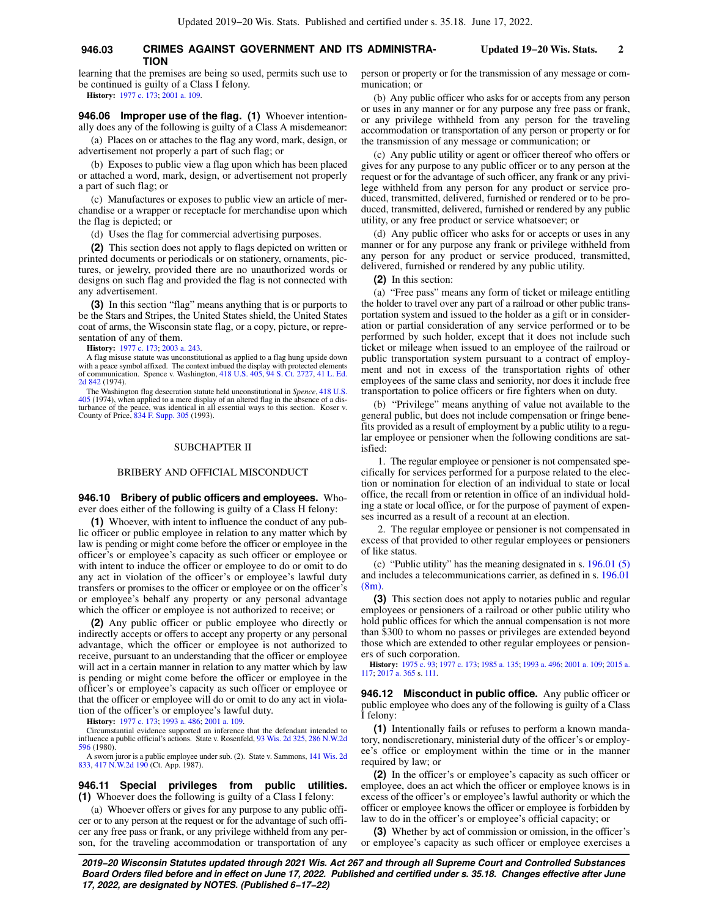learning that the premises are being so used, permits such use to be continued is guilty of a Class I felony.

**History:** 1977 c. 173; 2001 a. 109.

**946.06 Improper use of the flag. (1)** Whoever intentionally does any of the following is guilty of a Class A misdemeanor:

(a) Places on or attaches to the flag any word, mark, design, or advertisement not properly a part of such flag; or

(b) Exposes to public view a flag upon which has been placed or attached a word, mark, design, or advertisement not properly a part of such flag; or

(c) Manufactures or exposes to public view an article of merchandise or a wrapper or receptacle for merchandise upon which the flag is depicted; or

(d) Uses the flag for commercial advertising purposes.

**(2)** This section does not apply to flags depicted on written or printed documents or periodicals or on stationery, ornaments, pictures, or jewelry, provided there are no unauthorized words or designs on such flag and provided the flag is not connected with any advertisement.

**(3)** In this section "flag" means anything that is or purports to be the Stars and Stripes, the United States shield, the United States coat of arms, the Wisconsin state flag, or a copy, picture, or representation of any of them.

**History:** 1977 c. 173; 2003 a. 243.

A flag misuse statute was unconstitutional as applied to a flag hung upside down with a peace symbol affixed. The context imbued the display with protected elements of communication. Spence v. Washington, 418 U.S. 405, 94 S. Ct. 2727, 41 L. Ed. 2d 842 (1974).

The Washington flag desecration statute held unconstitutional in *Spence*, 418 U.S. 405 (1974), when applied to a mere display of an altered flag in the absence of a disturbance of the peace, was identical in all essential ways to this section. Koser v. County of Price, 834 F. Supp. 305 (1993).

## SUBCHAPTER II

## BRIBERY AND OFFICIAL MISCONDUCT

**946.10 Bribery of public officers and employees.** Whoever does either of the following is guilty of a Class H felony:

**(1)** Whoever, with intent to influence the conduct of any public officer or public employee in relation to any matter which by law is pending or might come before the officer or employee in the officer's or employee's capacity as such officer or employee or with intent to induce the officer or employee to do or omit to do any act in violation of the officer's or employee's lawful duty transfers or promises to the officer or employee or on the officer's or employee's behalf any property or any personal advantage which the officer or employee is not authorized to receive; or

**(2)** Any public officer or public employee who directly or indirectly accepts or offers to accept any property or any personal advantage, which the officer or employee is not authorized to receive, pursuant to an understanding that the officer or employee will act in a certain manner in relation to any matter which by law is pending or might come before the officer or employee in the officer's or employee's capacity as such officer or employee or that the officer or employee will do or omit to do any act in violation of the officer's or employee's lawful duty.

**History:** 1977 c. 173; 1993 a. 486; 2001 a. 109.

Circumstantial evidence supported an inference that the defendant intended to influence a public official's actions. State v. Rosenfeld, 93 Wis. 2d 325, 286 N.W.2d 596 (1980).

A sworn juror is a public employee under sub. (2). State v. Sammons, 141 Wis. 2d 833, 417 N.W.2d 190 (Ct. App. 1987).

**946.11 Special privileges from public utilities. (1)** Whoever does the following is guilty of a Class I felony:

(a) Whoever offers or gives for any purpose to any public officer or to any person at the request or for the advantage of such officer any free pass or frank, or any privilege withheld from any person, for the traveling accommodation or transportation of any person or property or for the transmission of any message or communication; or

(b) Any public officer who asks for or accepts from any person or uses in any manner or for any purpose any free pass or frank, or any privilege withheld from any person for the traveling accommodation or transportation of any person or property or for the transmission of any message or communication; or

(c) Any public utility or agent or officer thereof who offers or gives for any purpose to any public officer or to any person at the request or for the advantage of such officer, any frank or any privilege withheld from any person for any product or service produced, transmitted, delivered, furnished or rendered or to be produced, transmitted, delivered, furnished or rendered by any public utility, or any free product or service whatsoever; or

(d) Any public officer who asks for or accepts or uses in any manner or for any purpose any frank or privilege withheld from any person for any product or service produced, transmitted, delivered, furnished or rendered by any public utility.

**(2)** In this section:

(a) "Free pass" means any form of ticket or mileage entitling the holder to travel over any part of a railroad or other public transportation system and issued to the holder as a gift or in consideration or partial consideration of any service performed or to be performed by such holder, except that it does not include such ticket or mileage when issued to an employee of the railroad or public transportation system pursuant to a contract of employment and not in excess of the transportation rights of other employees of the same class and seniority, nor does it include free transportation to police officers or fire fighters when on duty.

(b) "Privilege" means anything of value not available to the general public, but does not include compensation or fringe benefits provided as a result of employment by a public utility to a regular employee or pensioner when the following conditions are satisfied:

1. The regular employee or pensioner is not compensated specifically for services performed for a purpose related to the election or nomination for election of an individual to state or local office, the recall from or retention in office of an individual holding a state or local office, or for the purpose of payment of expenses incurred as a result of a recount at an election.

2. The regular employee or pensioner is not compensated in excess of that provided to other regular employees or pensioners of like status.

(c) "Public utility" has the meaning designated in s. 196.01 (5) and includes a telecommunications carrier, as defined in s. 196.01 (8m).

**(3)** This section does not apply to notaries public and regular employees or pensioners of a railroad or other public utility who hold public offices for which the annual compensation is not more than $300 to whom no passes or privileges are extended beyond those which are extended to other regular employees or pensioners of such corporation.

**History:** 1975 c. 93; 1977 c. 173; 1985 a. 135; 1993 a. 496; 2001 a. 109; 2015 a. 117; 2017 a. 365 s. 111.

**946.12 Misconduct in public office.** Any public officer or public employee who does any of the following is guilty of a Class I felony:

**(1)** Intentionally fails or refuses to perform a known mandatory, nondiscretionary, ministerial duty of the officer's or employee's office or employment within the time or in the manner required by law; or

**(2)** In the officer's or employee's capacity as such officer or employee, does an act which the officer or employee knows is in excess of the officer's or employee's lawful authority or which the officer or employee knows the officer or employee is forbidden by law to do in the officer's or employee's official capacity; or

**(3)** Whether by act of commission or omission, in the officer's or employee's capacity as such officer or employee exercises a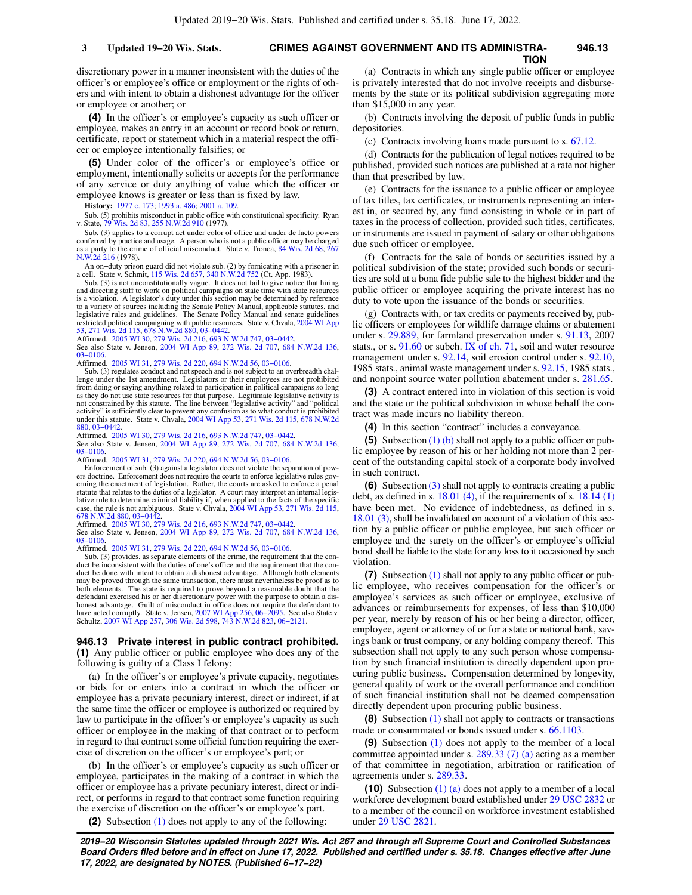discretionary power in a manner inconsistent with the duties of the officer's or employee's office or employment or the rights of others and with intent to obtain a dishonest advantage for the officer or employee or another; or

**(4)** In the officer's or employee's capacity as such officer or employee, makes an entry in an account or record book or return, certificate, report or statement which in a material respect the officer or employee intentionally falsifies; or

**(5)** Under color of the officer's or employee's office or employment, intentionally solicits or accepts for the performance of any service or duty anything of value which the officer or employee knows is greater or less than is fixed by law.

**History:** 1977 c. 173; 1993 a. 486; 2001 a. 109.

Sub. (5) prohibits misconduct in public office with constitutional specificity. Ryan v. State, 79 Wis. 2d 83, 255 N.W.2d 910 (1977).

Sub. (3) applies to a corrupt act under color of office and under de facto powers conferred by practice and usage. A person who is not a public officer may be charged as a party to the crime of official misconduct. State v. Tronca, 84 Wis. 2d 68, 267 N.W.2d 216 (1978).

An on-duty prison guard did not violate sub. (2) by fornicating with a prisoner in a cell. State v. Schmit, 115 Wis. 2d 657, 340 N.W.2d 752 (Ct. App. 1983).

Sub. (3) is not unconstitutionally vague. It does not fail to give notice that hiring and directing staff to work on political campaigns on state time with state resources is a violation. A legislator's duty under this section may be determined by reference to a variety of sources including the Senate Policy Manual, applicable statutes, and legislative rules and guidelines. The Senate Policy Manual and senate guidelines restricted political campaigning with public resources. State v. Chvala, 2004 WI App 53, 271 Wis. 2d 115, 678 N.W.2d 880, 03-0442.

Affirmed. 2005 WI 30, 279 Wis. 2d 216, 693 N.W.2d 747, 03-0442.

See also State v. Jensen, 2004 WI App 89, 272 Wis. 2d 707, 684 N.W.2d 136, 03-0106.

Affirmed. 2005 WI 31, 279 Wis. 2d 220, 694 N.W.2d 56, 03-0106.

Sub. (3) regulates conduct and not speech and is not subject to an overbreadth challenge under the 1st amendment. Legislators or their employees are not prohibited from doing or saying anything related to participation in political campaigns so long as they do not use state resources for that purpose. Legitimate legislative activity is not constrained by this statute. The line between "legislative activity" and "political activity" is sufficiently clear to prevent any confusion as to what conduct is prohibited under this statute. State v. Chvala, 2004 WI App 53, 271 Wis. 2d 115, 678 N.W.2d 880, 03-0442.

Affirmed. 2005 WI 30, 279 Wis. 2d 216, 693 N.W.2d 747, 03-0442.

See also State v. Jensen, 2004 WI App 89, 272 Wis. 2d 707, 684 N.W.2d 136, 03-0106.

Affirmed. 2005 WI 31, 279 Wis. 2d 220, 694 N.W.2d 56, 03-0106.

Enforcement of sub. (3) against a legislator does not violate the separation of powers doctrine. Enforcement does not require the courts to enforce legislative rules governing the enactment of legislation. Rather, the courts are asked to enforce a penal statute that relates to the duties of a legislator. A court may interpret an internal legislative rule to determine criminal liability if, when applied to the facts of the specific case, the rule is not ambiguous. State v. Chvala, 2004 WI App 53, 271 Wis. 2d 115, 678 N.W.2d 880, 03-0442.

Affirmed. 2005 WI 30, 279 Wis. 2d 216, 693 N.W.2d 747, 03-0442.

See also State v. Jensen, 2004 WI App 89, 272 Wis. 2d 707, 684 N.W.2d 136, 03-0106.

Affirmed. 2005 WI 31, 279 Wis. 2d 220, 694 N.W.2d 56, 03-0106.

Sub. (3) provides, as separate elements of the crime, the requirement that the conduct be inconsistent with the duties of one's office and the requirement that the conduct be done with intent to obtain a dishonest advantage. Although both elements may be proved through the same transaction, there must nevertheless be proof as to both elements. The state is required to prove beyond a reasonable doubt that the defendant exercised his or her discretionary power with the purpose to obtain a dishonest advantage. Guilt of misconduct in office does not require the defendant to have acted corruptly. State v. Jensen, 2007 WI App 256, 06-2095. See also State v. Schultz, 2007 WI App 257, 306 Wis. 2d 598, 743 N.W.2d 823, 06-2121.

### 946.13 Private interest in public contract prohibited.

**(1)** Any public officer or public employee who does any of the following is guilty of a Class I felony:

(a) In the officer's or employee's private capacity, negotiates or bids for or enters into a contract in which the officer or employee has a private pecuniary interest, direct or indirect, if at the same time the officer or employee is authorized or required by law to participate in the officer's or employee's capacity as such officer or employee in the making of that contract or to perform in regard to that contract some official function requiring the exercise of discretion on the officer's or employee's part; or

(b) In the officer's or employee's capacity as such officer or employee, participates in the making of a contract in which the officer or employee has a private pecuniary interest, direct or indirect, or performs in regard to that contract some function requiring the exercise of discretion on the officer's or employee's part.

**(2)** Subsection (1) does not apply to any of the following:

(a) Contracts in which any single public officer or employee is privately interested that do not involve receipts and disbursements by the state or its political subdivision aggregating more than $15,000 in any year.

(b) Contracts involving the deposit of public funds in public depositories.

(c) Contracts involving loans made pursuant to s. 67.12.

(d) Contracts for the publication of legal notices required to be published, provided such notices are published at a rate not higher than that prescribed by law.

(e) Contracts for the issuance to a public officer or employee of tax titles, tax certificates, or instruments representing an interest in, or secured by, any fund consisting in whole or in part of taxes in the process of collection, provided such titles, certificates, or instruments are issued in payment of salary or other obligations due such officer or employee.

(f) Contracts for the sale of bonds or securities issued by a political subdivision of the state; provided such bonds or securities are sold at a bona fide public sale to the highest bidder and the public officer or employee acquiring the private interest has no duty to vote upon the issuance of the bonds or securities.

(g) Contracts with, or tax credits or payments received by, public officers or employees for wildlife damage claims or abatement under s. 29.889, for farmland preservation under s. 91.13, 2007 stats., or s. 91.60 or subch. IX of ch. 71, soil and water resource management under s. 92.14, soil erosion control under s. 92.10, 1985 stats., animal waste management under s. 92.15, 1985 stats., and nonpoint source water pollution abatement under s. 281.65.

**(3)** A contract entered into in violation of this section is void and the state or the political subdivision in whose behalf the contract was made incurs no liability thereon.

**(4)** In this section "contract" includes a conveyance.

**(5)** Subsection (1) (b) shall not apply to a public officer or public employee by reason of his or her holding not more than 2 percent of the outstanding capital stock of a corporate body involved in such contract.

**(6)** Subsection (3) shall not apply to contracts creating a public debt, as defined in s. 18.01 (4), if the requirements of s. 18.14 (1) have been met. No evidence of indebtedness, as defined in s. 18.01 (3), shall be invalidated on account of a violation of this section by a public officer or public employee, but such officer or employee and the surety on the officer's or employee's official bond shall be liable to the state for any loss to it occasioned by such violation.

**(7)** Subsection (1) shall not apply to any public officer or public employee, who receives compensation for the officer's or employee's services as such officer or employee, exclusive of advances or reimbursements for expenses, of less than $10,000 per year, merely by reason of his or her being a director, officer, employee, agent or attorney of or for a state or national bank, savings bank or trust company, or any holding company thereof. This subsection shall not apply to any such person whose compensation by such financial institution is directly dependent upon procuring public business. Compensation determined by longevity, general quality of work or the overall performance and condition of such financial institution shall not be deemed compensation directly dependent upon procuring public business.

**(8)** Subsection (1) shall not apply to contracts or transactions made or consummated or bonds issued under s. 66.1103.

**(9)** Subsection (1) does not apply to the member of a local committee appointed under s. 289.33 (7) (a) acting as a member of that committee in negotiation, arbitration or ratification of agreements under s. 289.33.

**(10)** Subsection (1) (a) does not apply to a member of a local workforce development board established under 29 USC 2832 or to a member of the council on workforce investment established under 29 USC 2821.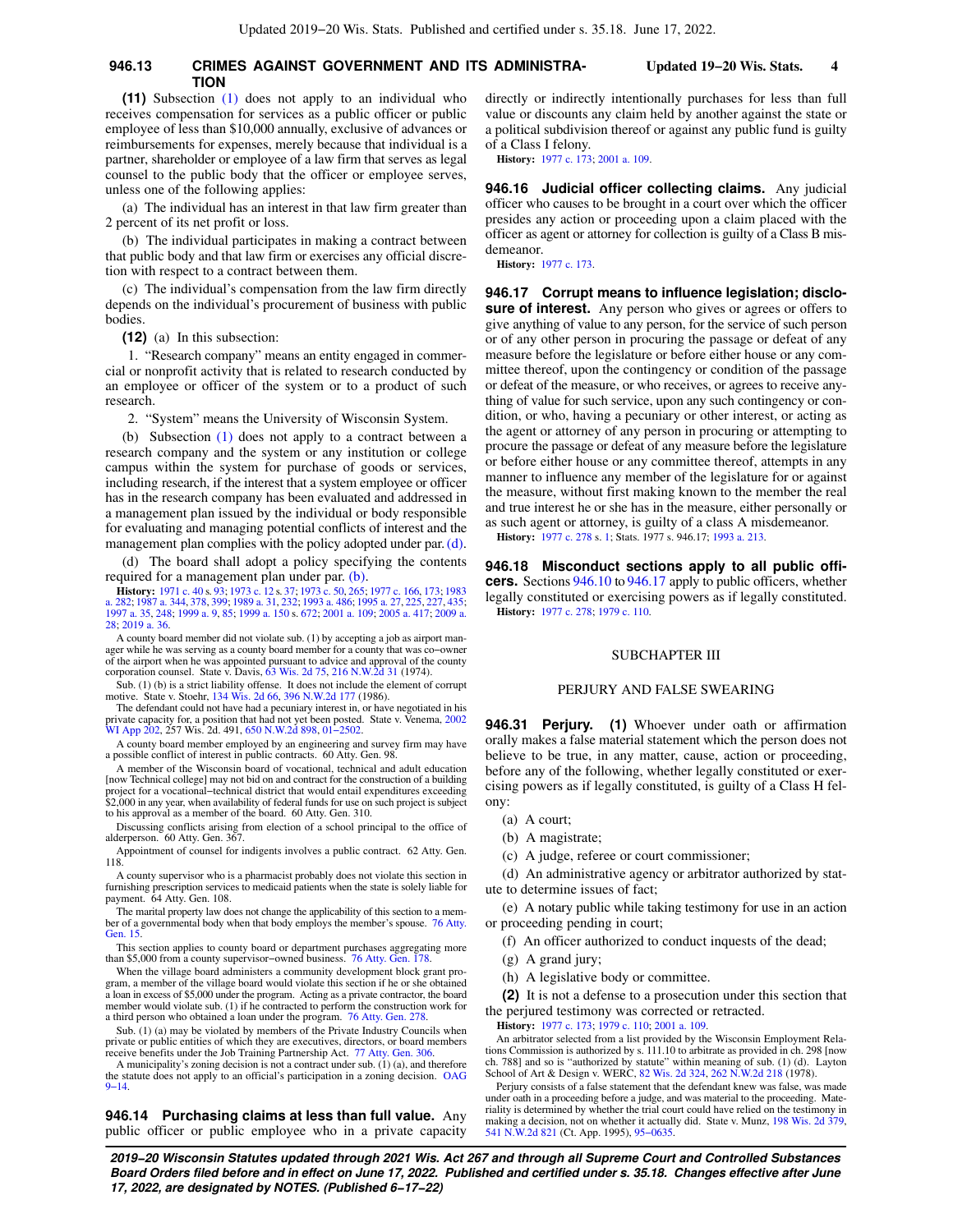**(11)** Subsection (1) does not apply to an individual who receives compensation for services as a public officer or public employee of less than $10,000 annually, exclusive of advances or reimbursements for expenses, merely because that individual is a partner, shareholder or employee of a law firm that serves as legal counsel to the public body that the officer or employee serves, unless one of the following applies:

(a) The individual has an interest in that law firm greater than 2 percent of its net profit or loss.

(b) The individual participates in making a contract between that public body and that law firm or exercises any official discretion with respect to a contract between them.

(c) The individual's compensation from the law firm directly depends on the individual's procurement of business with public bodies.

**(12)** (a) In this subsection:

1. "Research company" means an entity engaged in commercial or nonprofit activity that is related to research conducted by an employee or officer of the system or to a product of such research.

2. "System" means the University of Wisconsin System.

(b) Subsection (1) does not apply to a contract between a research company and the system or any institution or college campus within the system for purchase of goods or services, including research, if the interest that a system employee or officer has in the research company has been evaluated and addressed in a management plan issued by the individual or body responsible for evaluating and managing potential conflicts of interest and the management plan complies with the policy adopted under par. (d).

(d) The board shall adopt a policy specifying the contents required for a management plan under par. (b).

**History:** 1971 c. 40 s. 93; 1973 c. 12 s. 37; 1973 c. 50, 265; 1977 c. 166, 173; 1983 a. 282; 1987 a. 344, 378, 399; 1989 a. 31, 232; 1993 a. 486; 1995 a. 27, 225, 227, 435; 1997 a. 35, 248; 1999 a. 9, 85; 1999 a. 150 s. 672; 2001 a. 109; 2005 a. 417; 2009 a. 28; 2019 a. 36.

A county board member did not violate sub. (1) by accepting a job as airport manager while he was serving as a county board member for a county that was co−owner of the airport when he was appointed pursuant to advice and approval of the county corporation counsel. State v. Davis, 63 Wis. 2d 75, 216 N.W.2d 31 (1974).

Sub. (1) (b) is a strict liability offense. It does not include the element of corrupt motive. State v. Stoehr, 134 Wis. 2d 66, 396 N.W.2d 177 (1986).

The defendant could not have had a pecuniary interest in, or have negotiated in his private capacity for, a position that had not yet been posted. State v. Venema, 2002 WI App 202, 257 Wis. 2d. 491, 650 N.W.2d 898, 01−2502.

A county board member employed by an engineering and survey firm may have a possible conflict of interest in public contracts. 60 Atty. Gen. 98.

A member of the Wisconsin board of vocational, technical and adult education [now Technical college] may not bid on and contract for the construction of a building project for a vocational−technical district that would entail expenditures exceeding $2,000 in any year, when availability of federal funds for use on such project is subject to his approval as a member of the board. 60 Atty. Gen. 310.

Discussing conflicts arising from election of a school principal to the office of alderperson. 60 Atty. Gen. 367.

Appointment of counsel for indigents involves a public contract. 62 Atty. Gen. 118.

A county supervisor who is a pharmacist probably does not violate this section in furnishing prescription services to medicaid patients when the state is solely liable for payment. 64 Atty. Gen. 108.

The marital property law does not change the applicability of this section to a member of a governmental body when that body employs the member's spouse. 76 Atty. Gen. 15.

This section applies to county board or department purchases aggregating more than $5,000 from a county supervisor−owned business. 76 Atty. Gen. 178.

When the village board administers a community development block grant program, a member of the village board would violate this section if he or she obtained a loan in excess of $5,000 under the program. Acting as a private contractor, the board member would violate sub. (1) if he contracted to perform the construction work for a third person who obtained a loan under the program. 76 Atty. Gen. 278.

Sub. (1) (a) may be violated by members of the Private Industry Councils when private or public entities of which they are executives, directors, or board members receive benefits under the Job Training Partnership Act. 77 Atty. Gen. 306.

A municipality's zoning decision is not a contract under sub. (1) (a), and therefore the statute does not apply to an official's participation in a zoning decision. OAG 9−14.

**946.14 Purchasing claims at less than full value.** Any public officer or public employee who in a private capacity directly or indirectly intentionally purchases for less than full value or discounts any claim held by another against the state or a political subdivision thereof or against any public fund is guilty of a Class I felony.

**History:** 1977 c. 173; 2001 a. 109.

**946.16 Judicial officer collecting claims.** Any judicial officer who causes to be brought in a court over which the officer presides any action or proceeding upon a claim placed with the officer as agent or attorney for collection is guilty of a Class B misdemeanor.

**History:** 1977 c. 173.

**946.17 Corrupt means to influence legislation; disclosure of interest.** Any person who gives or agrees or offers to give anything of value to any person, for the service of such person or of any other person in procuring the passage or defeat of any measure before the legislature or before either house or any committee thereof, upon the contingency or condition of the passage or defeat of the measure, or who receives, or agrees to receive anything of value for such service, upon any such contingency or condition, or who, having a pecuniary or other interest, or acting as the agent or attorney of any person in procuring or attempting to procure the passage or defeat of any measure before the legislature or before either house or any committee thereof, attempts in any manner to influence any member of the legislature for or against the measure, without first making known to the member the real and true interest he or she has in the measure, either personally or as such agent or attorney, is guilty of a class A misdemeanor.

**History:** 1977 c. 278 s. 1; Stats. 1977 s. 946.17; 1993 a. 213.

**946.18 Misconduct sections apply to all public officers.** Sections 946.10 to 946.17 apply to public officers, whether legally constituted or exercising powers as if legally constituted.

**History:** 1977 c. 278; 1979 c. 110.

## SUBCHAPTER III

## PERJURY AND FALSE SWEARING

**946.31 Perjury. (1)** Whoever under oath or affirmation orally makes a false material statement which the person does not believe to be true, in any matter, cause, action or proceeding, before any of the following, whether legally constituted or exercising powers as if legally constituted, is guilty of a Class H felony:

(a) A court;

(b) A magistrate;

(c) A judge, referee or court commissioner;

(d) An administrative agency or arbitrator authorized by statute to determine issues of fact;

(e) A notary public while taking testimony for use in an action or proceeding pending in court;

(f) An officer authorized to conduct inquests of the dead;

(g) A grand jury;

(h) A legislative body or committee.

**(2)** It is not a defense to a prosecution under this section that the perjured testimony was corrected or retracted.

**History:** 1977 c. 173; 1979 c. 110; 2001 a. 109.

An arbitrator selected from a list provided by the Wisconsin Employment Relations Commission is authorized by s. 111.10 to arbitrate as provided in ch. 298 [now ch. 788] and so is "authorized by statute" within meaning of sub. (1) (d). Layton School of Art & Design v. WERC, 82 Wis. 2d 324, 262 N.W.2d 218 (1978).

Perjury consists of a false statement that the defendant knew was false, was made under oath in a proceeding before a judge, and was material to the proceeding. Materiality is determined by whether the trial court could have relied on the testimony in making a decision, not on whether it actually did. State v. Munz, 198 Wis. 2d 379, 541 N.W.2d 821 (Ct. App. 1995), 95−0635.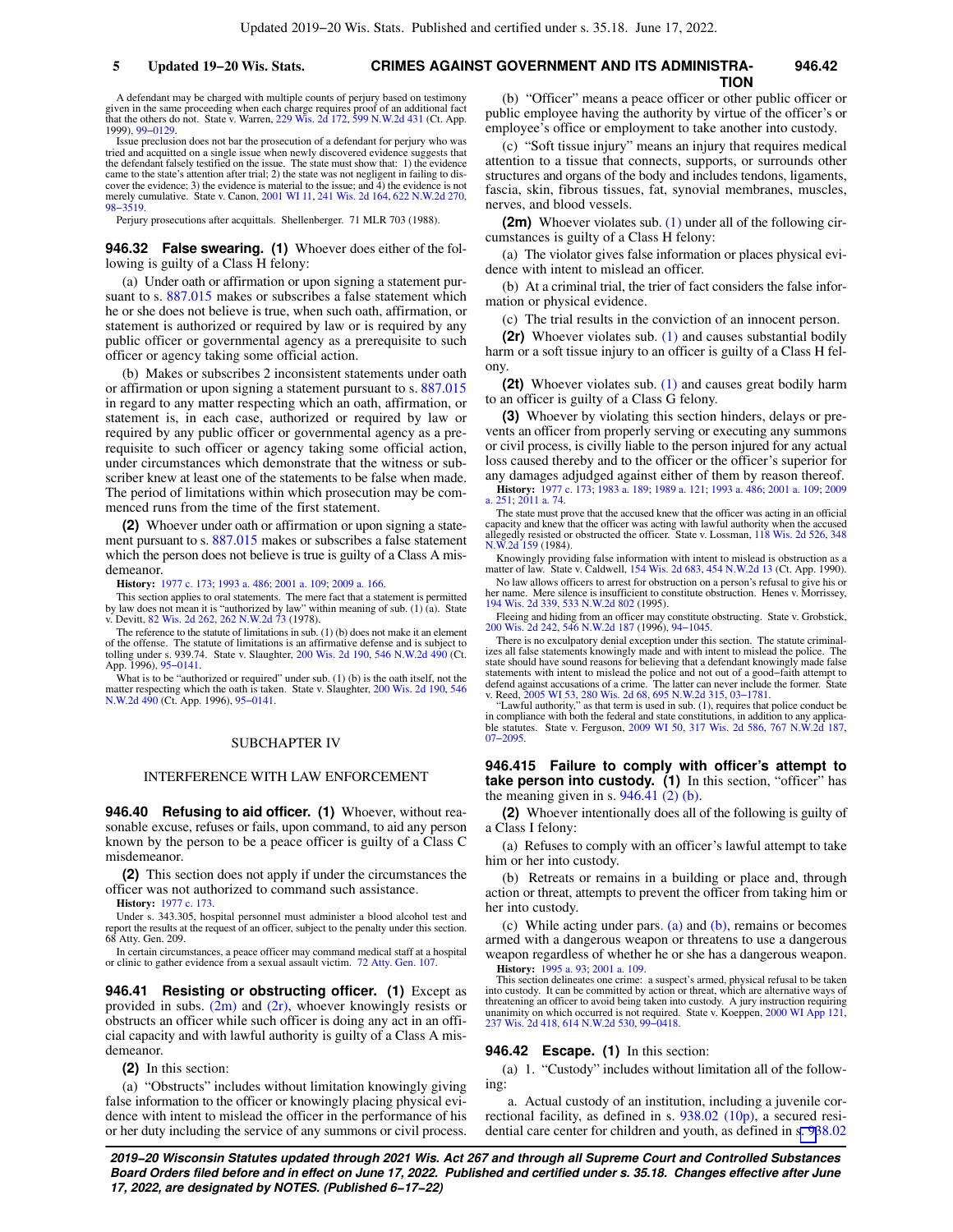A defendant may be charged with multiple counts of perjury based on testimony given in the same proceeding when each charge requires proof of an additional fact that the others do not. State v. Warren, 229 Wis. 2d 172, 599 N.W.2d 431 (Ct. App. 1999), 99−0129.

Issue preclusion does not bar the prosecution of a defendant for perjury who was tried and acquitted on a single issue when newly discovered evidence suggests that the defendant falsely testified on the issue. The state must show that: 1) the evidence came to the state's attention after trial; 2) the state was not negligent in failing to discover the evidence; 3) the evidence is material to the issue; and 4) the evidence is not merely cumulative. State v. Canon, 2001 WI 11, 241 Wis. 2d 164, 622 N.W.2d 270, 98−3519.

Perjury prosecutions after acquittals. Shellenberger. 71 MLR 703 (1988).

**946.32 False swearing.** **(1)** Whoever does either of the following is guilty of a Class H felony:

(a) Under oath or affirmation or upon signing a statement pursuant to s. 887.015 makes or subscribes a false statement which he or she does not believe is true, when such oath, affirmation, or statement is authorized or required by law or is required by any public officer or governmental agency as a prerequisite to such officer or agency taking some official action.

(b) Makes or subscribes 2 inconsistent statements under oath or affirmation or upon signing a statement pursuant to s. 887.015 in regard to any matter respecting which an oath, affirmation, or statement is, in each case, authorized or required by law or required by any public officer or governmental agency as a prerequisite to such officer or agency taking some official action, under circumstances which demonstrate that the witness or subscriber knew at least one of the statements to be false when made. The period of limitations within which prosecution may be commenced runs from the time of the first statement.

**(2)** Whoever under oath or affirmation or upon signing a statement pursuant to s. 887.015 makes or subscribes a false statement which the person does not believe is true is guilty of a Class A misdemeanor.

**History:** 1977 c. 173; 1993 a. 486; 2001 a. 109; 2009 a. 166.

This section applies to oral statements. The mere fact that a statement is permitted by law does not mean it is "authorized by law" within meaning of sub. (1) (a). State v. Devitt, 82 Wis. 2d 262, 262 N.W.2d 73 (1978).

The reference to the statute of limitations in sub. (1) (b) does not make it an element of the offense. The statute of limitations is an affirmative defense and is subject to tolling under s. 939.74. State v. Slaughter, 200 Wis. 2d 190, 546 N.W.2d 490 (Ct. App. 1996), 95−0141.

What is to be "authorized or required" under sub. (1) (b) is the oath itself, not the matter respecting which the oath is taken. State v. Slaughter, 200 Wis. 2d 190, 546 N.W.2d 490 (Ct. App. 1996), 95−0141.

## SUBCHAPTER IV

## INTERFERENCE WITH LAW ENFORCEMENT

**946.40 Refusing to aid officer.** **(1)** Whoever, without reasonable excuse, refuses or fails, upon command, to aid any person known by the person to be a peace officer is guilty of a Class C misdemeanor.

**(2)** This section does not apply if under the circumstances the officer was not authorized to command such assistance.

**History:** 1977 c. 173.

Under s. 343.305, hospital personnel must administer a blood alcohol test and report the results at the request of an officer, subject to the penalty under this section. 68 Atty. Gen. 209.

In certain circumstances, a peace officer may command medical staff at a hospital or clinic to gather evidence from a sexual assault victim. 72 Atty. Gen. 107.

**946.41 Resisting or obstructing officer.** **(1)** Except as provided in subs. (2m) and (2r), whoever knowingly resists or obstructs an officer while such officer is doing any act in an official capacity and with lawful authority is guilty of a Class A misdemeanor.

**(2)** In this section:

(a) "Obstructs" includes without limitation knowingly giving false information to the officer or knowingly placing physical evidence with intent to mislead the officer in the performance of his or her duty including the service of any summons or civil process.

(b) "Officer" means a peace officer or other public officer or public employee having the authority by virtue of the officer's or employee's office or employment to take another into custody.

(c) "Soft tissue injury" means an injury that requires medical attention to a tissue that connects, supports, or surrounds other structures and organs of the body and includes tendons, ligaments, fascia, skin, fibrous tissues, fat, synovial membranes, muscles, nerves, and blood vessels.

**(2m)** Whoever violates sub. (1) under all of the following circumstances is guilty of a Class H felony:

(a) The violator gives false information or places physical evidence with intent to mislead an officer.

(b) At a criminal trial, the trier of fact considers the false information or physical evidence.

(c) The trial results in the conviction of an innocent person.

**(2r)** Whoever violates sub. (1) and causes substantial bodily harm or a soft tissue injury to an officer is guilty of a Class H felony.

**(2t)** Whoever violates sub. (1) and causes great bodily harm to an officer is guilty of a Class G felony.

**(3)** Whoever by violating this section hinders, delays or prevents an officer from properly serving or executing any summons or civil process, is civilly liable to the person injured for any actual loss caused thereby and to the officer or the officer's superior for any damages adjudged against either of them by reason thereof.

**History:** 1977 c. 173; 1983 a. 189; 1989 a. 121; 1993 a. 486; 2001 a. 109; 2009 a. 251; 2011 a. 74.

The state must prove that the accused knew that the officer was acting in an official capacity and knew that the officer was acting with lawful authority when the accused allegedly resisted or obstructed the officer. State v. Lossman, 118 Wis. 2d 526, 348 N.W.2d 159 (1984).

Knowingly providing false information with intent to mislead is obstruction as a matter of law. State v. Caldwell, 154 Wis. 2d 683, 454 N.W.2d 13 (Ct. App. 1990).

No law allows officers to arrest for obstruction on a person's refusal to give his or her name. Mere silence is insufficient to constitute obstruction. Henes v. Morrissey, 194 Wis. 2d 339, 533 N.W.2d 802 (1995).

Fleeing and hiding from an officer may constitute obstructing. State v. Grobstick, 200 Wis. 2d 242, 546 N.W.2d 187 (1996), 94−1045.

There is no exculpatory denial exception under this section. The statute criminalizes all false statements knowingly made and with intent to mislead the police. The state should have sound reasons for believing that a defendant knowingly made false statements with intent to mislead the police and not out of a good−faith attempt to defend against accusations of a crime. The latter can never include the former. State v. Reed, 2005 WI 53, 280 Wis. 2d 68, 695 N.W.2d 315, 03−1781.

"Lawful authority," as that term is used in sub. (1), requires that police conduct be in compliance with both the federal and state constitutions, in addition to any applicable statutes. State v. Ferguson, 2009 WI 50, 317 Wis. 2d 586, 767 N.W.2d 187, 07−2095.

**946.415 Failure to comply with officer's attempt to take person into custody.** **(1)** In this section, "officer" has the meaning given in s. 946.41 (2) (b).

**(2)** Whoever intentionally does all of the following is guilty of a Class I felony:

(a) Refuses to comply with an officer's lawful attempt to take him or her into custody.

(b) Retreats or remains in a building or place and, through action or threat, attempts to prevent the officer from taking him or her into custody.

(c) While acting under pars. (a) and (b), remains or becomes armed with a dangerous weapon or threatens to use a dangerous weapon regardless of whether he or she has a dangerous weapon.

**History:** 1995 a. 93; 2001 a. 109.

This section delineates one crime: a suspect's armed, physical refusal to be taken into custody. It can be committed by action or threat, which are alternative ways of threatening an officer to avoid being taken into custody. A jury instruction requiring unanimity on which occurred is not required. State v. Koeppen, 2000 WI App 121, 237 Wis. 2d 418, 614 N.W.2d 530, 99−0418.

**946.42 Escape.** **(1)** In this section:

(a) 1. "Custody" includes without limitation all of the following:

a. Actual custody of an institution, including a juvenile correctional facility, as defined in s. 938.02 (10p), a secured residential care center for children and youth, as defined in s. 938.02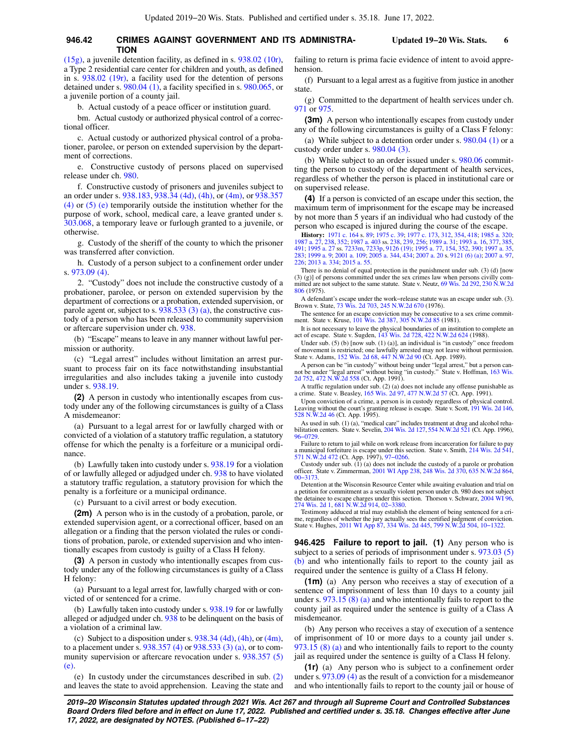(15g), a juvenile detention facility, as defined in s. 938.02 (10r), a Type 2 residential care center for children and youth, as defined in s. 938.02 (19r), a facility used for the detention of persons detained under s. 980.04 (1), a facility specified in s. 980.065, or a juvenile portion of a county jail.

b. Actual custody of a peace officer or institution guard.

bm. Actual custody or authorized physical control of a correctional officer.

c. Actual custody or authorized physical control of a probationer, parolee, or person on extended supervision by the department of corrections.

e. Constructive custody of persons placed on supervised release under ch. 980.

f. Constructive custody of prisoners and juveniles subject to an order under s. 938.183, 938.34 (4d), (4h), or (4m), or 938.357 (4) or (5) (e) temporarily outside the institution whether for the purpose of work, school, medical care, a leave granted under s. 303.068, a temporary leave or furlough granted to a juvenile, or otherwise.

g. Custody of the sheriff of the county to which the prisoner was transferred after conviction.

h. Custody of a person subject to a confinement order under s. 973.09 (4).

2. "Custody" does not include the constructive custody of a probationer, parolee, or person on extended supervision by the department of corrections or a probation, extended supervision, or parole agent or, subject to s. 938.533 (3) (a), the constructive custody of a person who has been released to community supervision or aftercare supervision under ch. 938.

(b) "Escape" means to leave in any manner without lawful permission or authority.

(c) "Legal arrest" includes without limitation an arrest pursuant to process fair on its face notwithstanding insubstantial irregularities and also includes taking a juvenile into custody under s. 938.19.

**(2)** A person in custody who intentionally escapes from custody under any of the following circumstances is guilty of a Class A misdemeanor:

(a) Pursuant to a legal arrest for or lawfully charged with or convicted of a violation of a statutory traffic regulation, a statutory offense for which the penalty is a forfeiture or a municipal ordinance.

(b) Lawfully taken into custody under s. 938.19 for a violation of or lawfully alleged or adjudged under ch. 938 to have violated a statutory traffic regulation, a statutory provision for which the penalty is a forfeiture or a municipal ordinance.

(c) Pursuant to a civil arrest or body execution.

**(2m)** A person who is in the custody of a probation, parole, or extended supervision agent, or a correctional officer, based on an allegation or a finding that the person violated the rules or conditions of probation, parole, or extended supervision and who intentionally escapes from custody is guilty of a Class H felony.

**(3)** A person in custody who intentionally escapes from custody under any of the following circumstances is guilty of a Class H felony:

(a) Pursuant to a legal arrest for, lawfully charged with or convicted of or sentenced for a crime.

(b) Lawfully taken into custody under s. 938.19 for or lawfully alleged or adjudged under ch. 938 to be delinquent on the basis of a violation of a criminal law.

(c) Subject to a disposition under s. 938.34 (4d), (4h), or (4m), to a placement under s. 938.357 (4) or 938.533 (3) (a), or to community supervision or aftercare revocation under s. 938.357 (5) (e).

(e) In custody under the circumstances described in sub. (2) and leaves the state to avoid apprehension. Leaving the state and failing to return is prima facie evidence of intent to avoid apprehension.

(f) Pursuant to a legal arrest as a fugitive from justice in another state.

(g) Committed to the department of health services under ch. 971 or 975.

**(3m)** A person who intentionally escapes from custody under any of the following circumstances is guilty of a Class F felony:

(a) While subject to a detention order under s. 980.04 (1) or a custody order under s. 980.04 (3).

(b) While subject to an order issued under s. 980.06 committing the person to custody of the department of health services, regardless of whether the person is placed in institutional care or on supervised release.

**(4)** If a person is convicted of an escape under this section, the maximum term of imprisonment for the escape may be increased by not more than 5 years if an individual who had custody of the person who escaped is injured during the course of the escape.

**History:** 1971 c. 164 s. 89; 1975 c. 39; 1977 c. 173, 312, 354, 418; 1985 a. 320; 1987 a. 27, 238, 352; 1987 a. 403 ss. 238, 239, 256; 1989 a. 31; 1993 a. 16, 377, 385, 491; 1995 a. 27 ss. 7233m, 7233p, 9126 (19); 1995 a. 77, 154, 352, 390; 1997 a. 35, 283; 1999 a. 9; 2001 a. 109; 2005 a. 344, 434; 2007 a. 20 s. 9121 (6) (a); 2007 a. 97, 226; 2013 a. 334; 2015 a. 55.

There is no denial of equal protection in the punishment under sub. (3) (d) [now (3) (g)] of persons committed under the sex crimes law when persons civilly committed are not subject to the same statute. State v. Neutz, 69 Wis. 2d 292, 230 N.W.2d 806 (1975).

A defendant's escape under the work-release statute was an escape under sub. (3). Brown v. State, 73 Wis. 2d 703, 245 N.W.2d 670 (1976).

The sentence for an escape conviction may be consecutive to a sex crime commitment. State v. Kruse, 101 Wis. 2d 387, 305 N.W.2d 85 (1981).

It is not necessary to leave the physical boundaries of an institution to complete an act of escape. State v. Sugden, 143 Wis. 2d 728, 422 N.W.2d 624 (1988).

Under sub. (5) (b) [now sub. (1) (a)], an individual is "in custody" once freedom of movement is restricted; one lawfully arrested may not leave without permission. State v. Adams, 152 Wis. 2d 68, 447 N.W.2d 90 (Ct. App. 1989).

A person can be "in custody" without being under "legal arrest," but a person cannot be under "legal arrest" without being "in custody." State v. Hoffman, 163 Wis. 2d 752, 472 N.W.2d 558 (Ct. App. 1991).

A traffic regulation under sub. (2) (a) does not include any offense punishable as a crime. State v. Beasley, 165 Wis. 2d 97, 477 N.W.2d 57 (Ct. App. 1991).

Upon conviction of a crime, a person is in custody regardless of physical control. Leaving without the court's granting release is escape. State v. Scott, 191 Wis. 2d 146, 528 N.W.2d 46 (Ct. App. 1995).

As used in sub. (1) (a), "medical care" includes treatment at drug and alcohol rehabilitation centers. State v. Sevelin, 204 Wis. 2d 127, 554 N.W.2d 521 (Ct. App. 1996), 96-0729.

Failure to return to jail while on work release from incarceration for failure to pay a municipal forfeiture is escape under this section. State v. Smith, 214 Wis. 2d 541, 571 N.W.2d 472 (Ct. App. 1997), 97-0266.

Custody under sub. (1) (a) does not include the custody of a parole or probation officer. State v. Zimmerman, 2001 WI App 238, 248 Wis. 2d 370, 635 N.W.2d 864, 00-3173.

Detention at the Wisconsin Resource Center while awaiting evaluation and trial on a petition for commitment as a sexually violent person under ch. 980 does not subject the detainee to escape charges under this section. Thorson v. Schwarz, 2004 WI 96, 274 Wis. 2d 1, 681 N.W.2d 914, 02-3380.

Testimony adduced at trial may establish the element of being sentenced for a crime, regardless of whether the jury actually sees the certified judgment of conviction. State v. Hughes, 2011 WI App 87, 334 Wis. 2d 445, 799 N.W.2d 504, 10-1322.

**946.425 Failure to report to jail. (1)** Any person who is subject to a series of periods of imprisonment under s. 973.03 (5) (b) and who intentionally fails to report to the county jail as required under the sentence is guilty of a Class H felony.

**(1m)** (a) Any person who receives a stay of execution of a sentence of imprisonment of less than 10 days to a county jail under s. 973.15 (8) (a) and who intentionally fails to report to the county jail as required under the sentence is guilty of a Class A misdemeanor.

(b) Any person who receives a stay of execution of a sentence of imprisonment of 10 or more days to a county jail under s. 973.15 (8) (a) and who intentionally fails to report to the county jail as required under the sentence is guilty of a Class H felony.

**(1r)** (a) Any person who is subject to a confinement order under s. 973.09 (4) as the result of a conviction for a misdemeanor and who intentionally fails to report to the county jail or house of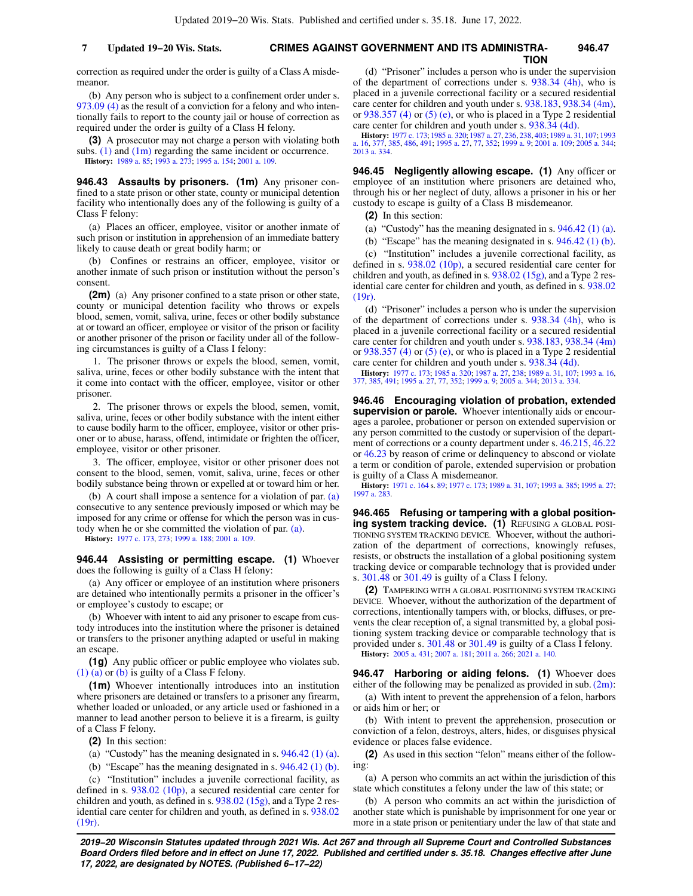correction as required under the order is guilty of a Class A misdemeanor.

(b) Any person who is subject to a confinement order under s. 973.09 (4) as the result of a conviction for a felony and who intentionally fails to report to the county jail or house of correction as required under the order is guilty of a Class H felony.

**(3)** A prosecutor may not charge a person with violating both subs. (1) and (1m) regarding the same incident or occurrence.

**History:** 1989 a. 85; 1993 a. 273; 1995 a. 154; 2001 a. 109.

**946.43 Assaults by prisoners.** **(1m)** Any prisoner confined to a state prison or other state, county or municipal detention facility who intentionally does any of the following is guilty of a Class F felony:

(a) Places an officer, employee, visitor or another inmate of such prison or institution in apprehension of an immediate battery likely to cause death or great bodily harm; or

(b) Confines or restrains an officer, employee, visitor or another inmate of such prison or institution without the person's consent.

**(2m)** (a) Any prisoner confined to a state prison or other state, county or municipal detention facility who throws or expels blood, semen, vomit, saliva, urine, feces or other bodily substance at or toward an officer, employee or visitor of the prison or facility or another prisoner of the prison or facility under all of the following circumstances is guilty of a Class I felony:

1. The prisoner throws or expels the blood, semen, vomit, saliva, urine, feces or other bodily substance with the intent that it come into contact with the officer, employee, visitor or other prisoner.

2. The prisoner throws or expels the blood, semen, vomit, saliva, urine, feces or other bodily substance with the intent either to cause bodily harm to the officer, employee, visitor or other prisoner or to abuse, harass, offend, intimidate or frighten the officer, employee, visitor or other prisoner.

3. The officer, employee, visitor or other prisoner does not consent to the blood, semen, vomit, saliva, urine, feces or other bodily substance being thrown or expelled at or toward him or her.

(b) A court shall impose a sentence for a violation of par. (a) consecutive to any sentence previously imposed or which may be imposed for any crime or offense for which the person was in custody when he or she committed the violation of par. (a).

**History:** 1977 c. 173, 273; 1999 a. 188; 2001 a. 109.

**946.44 Assisting or permitting escape.** **(1)** Whoever does the following is guilty of a Class H felony:

(a) Any officer or employee of an institution where prisoners are detained who intentionally permits a prisoner in the officer's or employee's custody to escape; or

(b) Whoever with intent to aid any prisoner to escape from custody introduces into the institution where the prisoner is detained or transfers to the prisoner anything adapted or useful in making an escape.

**(1g)** Any public officer or public employee who violates sub. (1) (a) or (b) is guilty of a Class F felony.

**(1m)** Whoever intentionally introduces into an institution where prisoners are detained or transfers to a prisoner any firearm, whether loaded or unloaded, or any article used or fashioned in a manner to lead another person to believe it is a firearm, is guilty of a Class F felony.

**(2)** In this section:

(a) "Custody" has the meaning designated in s. 946.42 (1) (a).

(b) "Escape" has the meaning designated in s. 946.42 (1) (b).

(c) "Institution" includes a juvenile correctional facility, as defined in s. 938.02 (10p), a secured residential care center for children and youth, as defined in s. 938.02 (15g), and a Type 2 residential care center for children and youth, as defined in s. 938.02 (19r).

(d) "Prisoner" includes a person who is under the supervision of the department of corrections under s. 938.34 (4h), who is placed in a juvenile correctional facility or a secured residential care center for children and youth under s. 938.183, 938.34 (4m), or 938.357 (4) or (5) (e), or who is placed in a Type 2 residential care center for children and youth under s. 938.34 (4d).

**History:** 1977 c. 173; 1985 a. 320; 1987 a. 27, 236, 238, 403; 1989 a. 31, 107; 1993 a. 16, 377, 385, 486, 491; 1995 a. 27, 77, 352; 1999 a. 9; 2001 a. 109; 2005 a. 344; 2013 a. 334.

**946.45 Negligently allowing escape.** **(1)** Any officer or employee of an institution where prisoners are detained who, through his or her neglect of duty, allows a prisoner in his or her custody to escape is guilty of a Class B misdemeanor.

**(2)** In this section:

(a) "Custody" has the meaning designated in s. 946.42 (1) (a).

(b) "Escape" has the meaning designated in s. 946.42 (1) (b).

(c) "Institution" includes a juvenile correctional facility, as defined in s. 938.02 (10p), a secured residential care center for children and youth, as defined in s. 938.02 (15g), and a Type 2 residential care center for children and youth, as defined in s. 938.02 (19r).

(d) "Prisoner" includes a person who is under the supervision of the department of corrections under s. 938.34 (4h), who is placed in a juvenile correctional facility or a secured residential care center for children and youth under s. 938.183, 938.34 (4m) or 938.357 (4) or (5) (e), or who is placed in a Type 2 residential care center for children and youth under s. 938.34 (4d).

**History:** 1977 c. 173; 1985 a. 320; 1987 a. 27, 238; 1989 a. 31, 107; 1993 a. 16, 377, 385, 491; 1995 a. 27, 77, 352; 1999 a. 9; 2005 a. 344; 2013 a. 334.

**946.46 Encouraging violation of probation, extended supervision or parole.** Whoever intentionally aids or encourages a parolee, probationer or person on extended supervision or any person committed to the custody or supervision of the department of corrections or a county department under s. 46.215, 46.22 or 46.23 by reason of crime or delinquency to abscond or violate a term or condition of parole, extended supervision or probation is guilty of a Class A misdemeanor.

**History:** 1971 c. 164 s. 89; 1977 c. 173; 1989 a. 31, 107; 1993 a. 385; 1995 a. 27; 1997 a. 283.

**946.465 Refusing or tampering with a global positioning system tracking device.** **(1)** REFUSING A GLOBAL POSITIONING SYSTEM TRACKING DEVICE. Whoever, without the authorization of the department of corrections, knowingly refuses, resists, or obstructs the installation of a global positioning system tracking device or comparable technology that is provided under s. 301.48 or 301.49 is guilty of a Class I felony.

**(2)** TAMPERING WITH A GLOBAL POSITIONING SYSTEM TRACKING DEVICE. Whoever, without the authorization of the department of corrections, intentionally tampers with, or blocks, diffuses, or prevents the clear reception of, a signal transmitted by, a global positioning system tracking device or comparable technology that is provided under s. 301.48 or 301.49 is guilty of a Class I felony.

**History:** 2005 a. 431; 2007 a. 181; 2011 a. 266; 2021 a. 140.

**946.47 Harboring or aiding felons.** **(1)** Whoever does either of the following may be penalized as provided in sub. (2m):

(a) With intent to prevent the apprehension of a felon, harbors or aids him or her; or

(b) With intent to prevent the apprehension, prosecution or conviction of a felon, destroys, alters, hides, or disguises physical evidence or places false evidence.

**(2)** As used in this section "felon" means either of the following:

(a) A person who commits an act within the jurisdiction of this state which constitutes a felony under the law of this state; or

(b) A person who commits an act within the jurisdiction of another state which is punishable by imprisonment for one year or more in a state prison or penitentiary under the law of that state and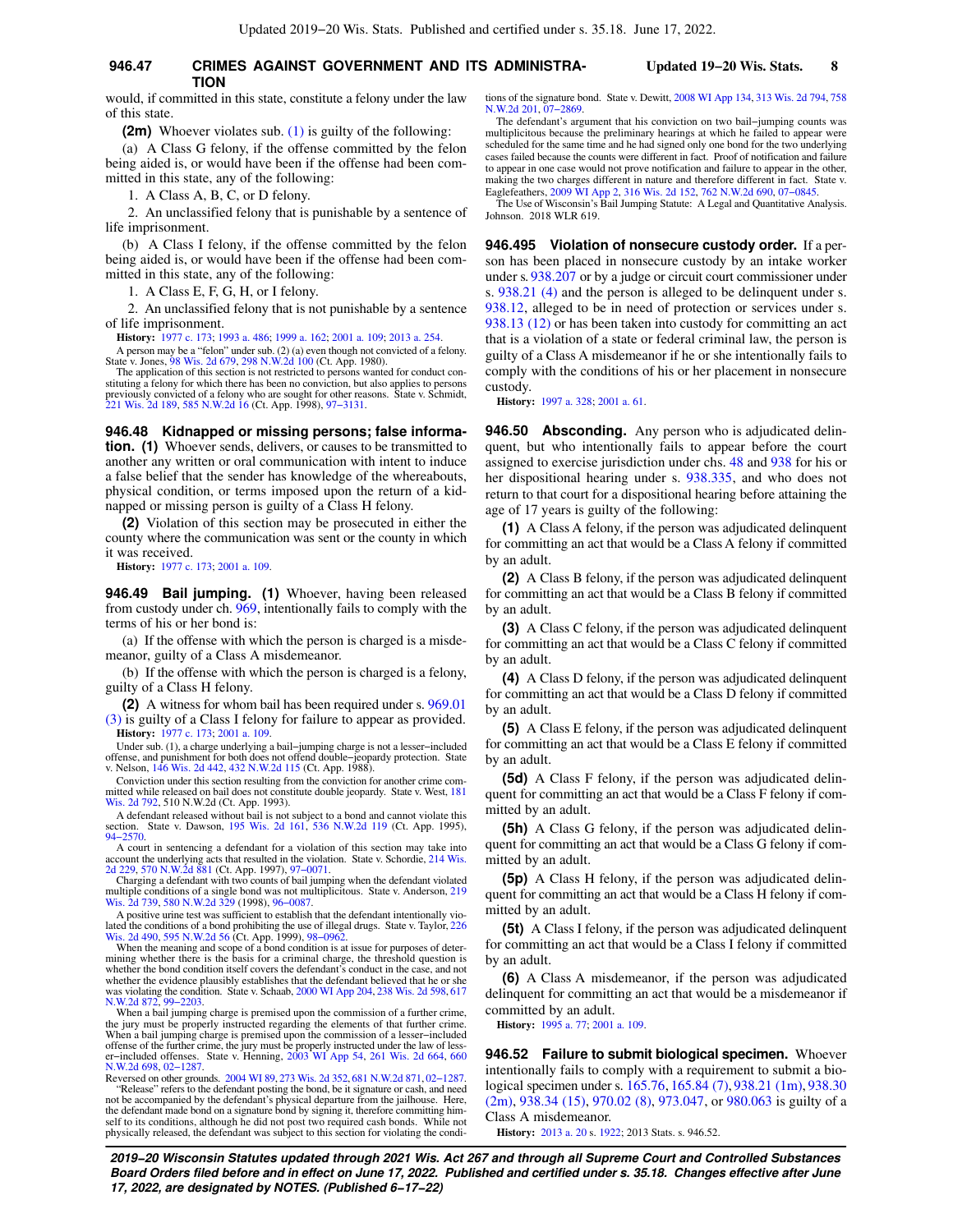would, if committed in this state, constitute a felony under the law of this state.

**(2m)** Whoever violates sub. (1) is guilty of the following:

(a) A Class G felony, if the offense committed by the felon being aided is, or would have been if the offense had been committed in this state, any of the following:

1. A Class A, B, C, or D felony.

2. An unclassified felony that is punishable by a sentence of life imprisonment.

(b) A Class I felony, if the offense committed by the felon being aided is, or would have been if the offense had been committed in this state, any of the following:

1. A Class E, F, G, H, or I felony.

2. An unclassified felony that is not punishable by a sentence of life imprisonment.

**History:** 1977 c. 173; 1993 a. 486; 1999 a. 162; 2001 a. 109; 2013 a. 254.

A person may be a "felon" under sub. (2) (a) even though not convicted of a felony. State v. Jones, 98 Wis. 2d 679, 298 N.W.2d 100 (Ct. App. 1980).

The application of this section is not restricted to persons wanted for conduct constituting a felony for which there has been no conviction, but also applies to persons previously convicted of a felony who are sought for other reasons. State v. Schmidt, 221 Wis. 2d 189, 585 N.W.2d 16 (Ct. App. 1998), 97−3131.

**946.48 Kidnapped or missing persons; false information.** **(1)** Whoever sends, delivers, or causes to be transmitted to another any written or oral communication with intent to induce a false belief that the sender has knowledge of the whereabouts, physical condition, or terms imposed upon the return of a kidnapped or missing person is guilty of a Class H felony.

**(2)** Violation of this section may be prosecuted in either the county where the communication was sent or the county in which it was received.

**History:** 1977 c. 173; 2001 a. 109.

**946.49 Bail jumping.** **(1)** Whoever, having been released from custody under ch. 969, intentionally fails to comply with the terms of his or her bond is:

(a) If the offense with which the person is charged is a misdemeanor, guilty of a Class A misdemeanor.

(b) If the offense with which the person is charged is a felony, guilty of a Class H felony.

**(2)** A witness for whom bail has been required under s. 969.01 (3) is guilty of a Class I felony for failure to appear as provided.

**History:** 1977 c. 173; 2001 a. 109.

Under sub. (1), a charge underlying a bail−jumping charge is not a lesser−included offense, and punishment for both does not offend double−jeopardy protection. State v. Nelson, 146 Wis. 2d 442, 432 N.W.2d 115 (Ct. App. 1988).

Conviction under this section resulting from the conviction for another crime committed while released on bail does not constitute double jeopardy. State v. West, 181 Wis. 2d 792, 510 N.W.2d (Ct. App. 1993).

A defendant released without bail is not subject to a bond and cannot violate this section. State v. Dawson, 195 Wis. 2d 161, 536 N.W.2d 119 (Ct. App. 1995), 94−2570.

A court in sentencing a defendant for a violation of this section may take into account the underlying acts that resulted in the violation. State v. Schordie, 214 Wis. 2d 229, 570 N.W.2d 881 (Ct. App. 1997), 97−0071.

Charging a defendant with two counts of bail jumping when the defendant violated multiple conditions of a single bond was not multiplicitous. State v. Anderson, 219 Wis. 2d 739, 580 N.W.2d 329 (1998), 96−0087.

A positive urine test was sufficient to establish that the defendant intentionally violated the conditions of a bond prohibiting the use of illegal drugs. State v. Taylor, 226 Wis. 2d 490, 595 N.W.2d 56 (Ct. App. 1999), 98−0962.

When the meaning and scope of a bond condition is at issue for purposes of determining whether there is the basis for a criminal charge, the threshold question is whether the bond condition itself covers the defendant's conduct in the case, and not whether the evidence plausibly establishes that the defendant believed that he or she was violating the condition. State v. Schaab, 2000 WI App 204, 238 Wis. 2d 598, 617 N.W.2d 872, 99−2203.

When a bail jumping charge is premised upon the commission of a further crime, the jury must be properly instructed regarding the elements of that further crime. When a bail jumping charge is premised upon the commission of a lesser−included offense of the further crime, the jury must be properly instructed under the law of lesser−included offenses. State v. Henning, 2003 WI App 54, 261 Wis. 2d 664, 660 N.W.2d 698, 02−1287.

Reversed on other grounds. 2004 WI 89, 273 Wis. 2d 352, 681 N.W.2d 871, 02−1287.

"Release" refers to the defendant posting the bond, be it signature or cash, and need not be accompanied by the defendant's physical departure from the jailhouse. Here, the defendant made bond on a signature bond by signing it, therefore committing himself to its conditions, although he did not post two required cash bonds. While not physically released, the defendant was subject to this section for violating the conditions of the signature bond. State v. Dewitt, 2008 WI App 134, 313 Wis. 2d 794, 758 N.W.2d 201, 07−2869.

The defendant's argument that his conviction on two bail−jumping counts was multiplicitous because the preliminary hearings at which he failed to appear were scheduled for the same time and he had signed only one bond for the two underlying cases failed because the counts were different in fact. Proof of notification and failure to appear in one case would not prove notification and failure to appear in the other, making the two charges different in nature and therefore different in fact. State v. Eaglefeathers, 2009 WI App 2, 316 Wis. 2d 152, 762 N.W.2d 690, 07−0845.

The Use of Wisconsin's Bail Jumping Statute: A Legal and Quantitative Analysis. Johnson. 2018 WLR 619.

**946.495 Violation of nonsecure custody order.** If a person has been placed in nonsecure custody by an intake worker under s. 938.207 or by a judge or circuit court commissioner under s. 938.21 (4) and the person is alleged to be delinquent under s. 938.12, alleged to be in need of protection or services under s. 938.13 (12) or has been taken into custody for committing an act that is a violation of a state or federal criminal law, the person is guilty of a Class A misdemeanor if he or she intentionally fails to comply with the conditions of his or her placement in nonsecure custody.

**History:** 1997 a. 328; 2001 a. 61.

**946.50 Absconding.** Any person who is adjudicated delinquent, but who intentionally fails to appear before the court assigned to exercise jurisdiction under chs. 48 and 938 for his or her dispositional hearing under s. 938.335, and who does not return to that court for a dispositional hearing before attaining the age of 17 years is guilty of the following:

**(1)** A Class A felony, if the person was adjudicated delinquent for committing an act that would be a Class A felony if committed by an adult.

**(2)** A Class B felony, if the person was adjudicated delinquent for committing an act that would be a Class B felony if committed by an adult.

**(3)** A Class C felony, if the person was adjudicated delinquent for committing an act that would be a Class C felony if committed by an adult.

**(4)** A Class D felony, if the person was adjudicated delinquent for committing an act that would be a Class D felony if committed by an adult.

**(5)** A Class E felony, if the person was adjudicated delinquent for committing an act that would be a Class E felony if committed by an adult.

**(5d)** A Class F felony, if the person was adjudicated delinquent for committing an act that would be a Class F felony if committed by an adult.

**(5h)** A Class G felony, if the person was adjudicated delinquent for committing an act that would be a Class G felony if committed by an adult.

**(5p)** A Class H felony, if the person was adjudicated delinquent for committing an act that would be a Class H felony if committed by an adult.

**(5t)** A Class I felony, if the person was adjudicated delinquent for committing an act that would be a Class I felony if committed by an adult.

**(6)** A Class A misdemeanor, if the person was adjudicated delinquent for committing an act that would be a misdemeanor if committed by an adult.

**History:** 1995 a. 77; 2001 a. 109.

**946.52 Failure to submit biological specimen.** Whoever intentionally fails to comply with a requirement to submit a biological specimen under s. 165.76, 165.84 (7), 938.21 (1m), 938.30 (2m), 938.34 (15), 970.02 (8), 973.047, or 980.063 is guilty of a Class A misdemeanor.

**History:** 2013 a. 20 s. 1922; 2013 Stats. s. 946.52.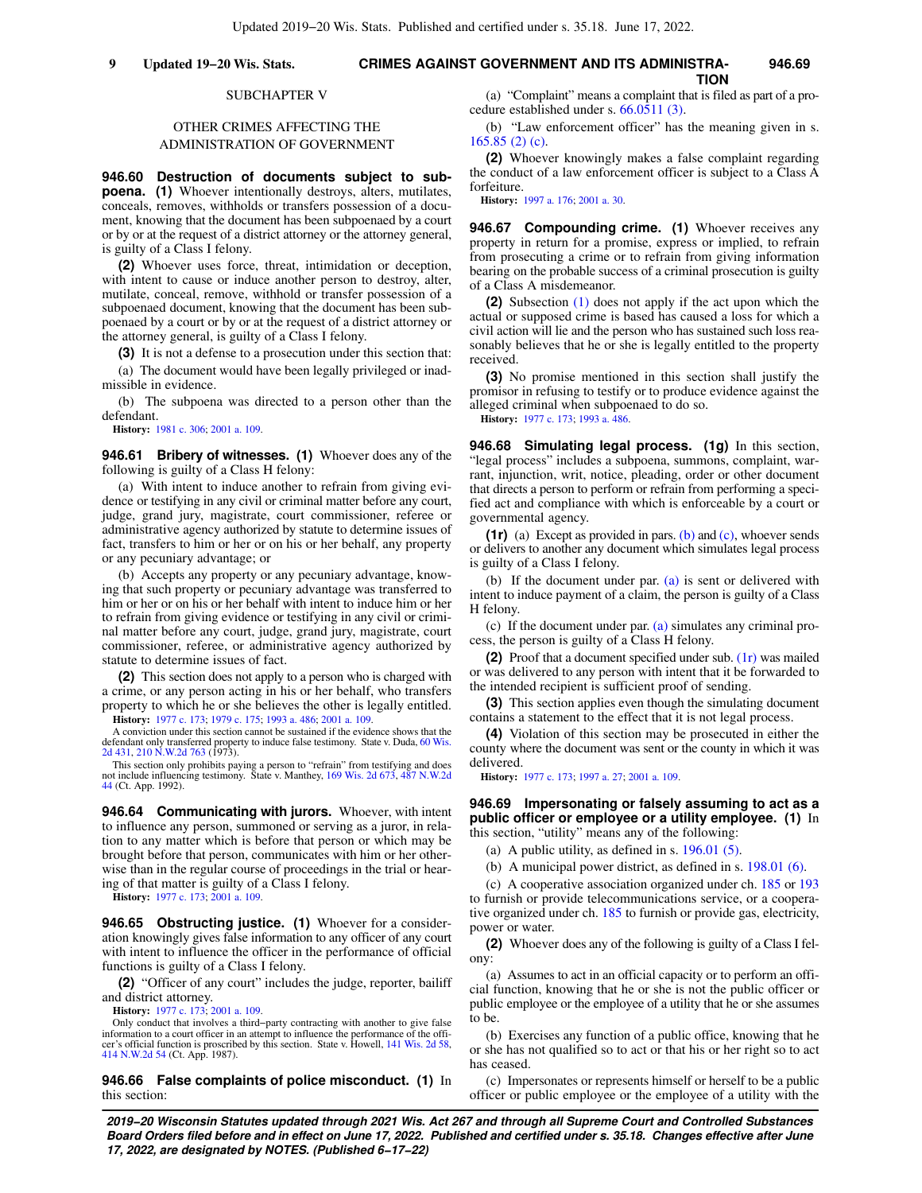## SUBCHAPTER V

## OTHER CRIMES AFFECTING THE ADMINISTRATION OF GOVERNMENT

**946.60 Destruction of documents subject to subpoena.** **(1)** Whoever intentionally destroys, alters, mutilates, conceals, removes, withholds or transfers possession of a document, knowing that the document has been subpoenaed by a court or by or at the request of a district attorney or the attorney general, is guilty of a Class I felony.

**(2)** Whoever uses force, threat, intimidation or deception, with intent to cause or induce another person to destroy, alter, mutilate, conceal, remove, withhold or transfer possession of a subpoenaed document, knowing that the document has been subpoenaed by a court or by or at the request of a district attorney or the attorney general, is guilty of a Class I felony.

**(3)** It is not a defense to a prosecution under this section that:

(a) The document would have been legally privileged or inadmissible in evidence.

(b) The subpoena was directed to a person other than the defendant.

**History:** 1981 c. 306; 2001 a. 109.

**946.61 Bribery of witnesses.** **(1)** Whoever does any of the following is guilty of a Class H felony:

(a) With intent to induce another to refrain from giving evidence or testifying in any civil or criminal matter before any court, judge, grand jury, magistrate, court commissioner, referee or administrative agency authorized by statute to determine issues of fact, transfers to him or her or on his or her behalf, any property or any pecuniary advantage; or

(b) Accepts any property or any pecuniary advantage, knowing that such property or pecuniary advantage was transferred to him or her or on his or her behalf with intent to induce him or her to refrain from giving evidence or testifying in any civil or criminal matter before any court, judge, grand jury, magistrate, court commissioner, referee, or administrative agency authorized by statute to determine issues of fact.

**(2)** This section does not apply to a person who is charged with a crime, or any person acting in his or her behalf, who transfers property to which he or she believes the other is legally entitled.

**History:** 1977 c. 173; 1979 c. 175; 1993 a. 486; 2001 a. 109.

A conviction under this section cannot be sustained if the evidence shows that the defendant only transferred property to induce false testimony. State v. Duda, 60 Wis. 2d 431, 210 N.W.2d 763 (1973).

This section only prohibits paying a person to "refrain" from testifying and does not include influencing testimony. State v. Manthey, 169 Wis. 2d 673, 487 N.W.2d 44 (Ct. App. 1992).

**946.64 Communicating with jurors.** Whoever, with intent to influence any person, summoned or serving as a juror, in relation to any matter which is before that person or which may be brought before that person, communicates with him or her otherwise than in the regular course of proceedings in the trial or hearing of that matter is guilty of a Class I felony.

**History:** 1977 c. 173; 2001 a. 109.

**946.65 Obstructing justice.** **(1)** Whoever for a consideration knowingly gives false information to any officer of any court with intent to influence the officer in the performance of official functions is guilty of a Class I felony.

**(2)** "Officer of any court" includes the judge, reporter, bailiff and district attorney.

**History:** 1977 c. 173; 2001 a. 109.

Only conduct that involves a third-party contracting with another to give false information to a court officer in an attempt to influence the performance of the officer's official function is proscribed by this section. State v. Howell, 141 Wis. 2d 58, 414 N.W.2d 54 (Ct. App. 1987).

**946.66 False complaints of police misconduct.** **(1)** In this section:

(a) "Complaint" means a complaint that is filed as part of a procedure established under s. 66.0511 (3).

(b) "Law enforcement officer" has the meaning given in s. 165.85 (2) (c).

**(2)** Whoever knowingly makes a false complaint regarding the conduct of a law enforcement officer is subject to a Class A forfeiture.

**History:** 1997 a. 176; 2001 a. 30.

**946.67 Compounding crime.** **(1)** Whoever receives any property in return for a promise, express or implied, to refrain from prosecuting a crime or to refrain from giving information bearing on the probable success of a criminal prosecution is guilty of a Class A misdemeanor.

**(2)** Subsection (1) does not apply if the act upon which the actual or supposed crime is based has caused a loss for which a civil action will lie and the person who has sustained such loss reasonably believes that he or she is legally entitled to the property received.

**(3)** No promise mentioned in this section shall justify the promisor in refusing to testify or to produce evidence against the alleged criminal when subpoenaed to do so.

**History:** 1977 c. 173; 1993 a. 486.

**946.68 Simulating legal process.** **(1g)** In this section, "legal process" includes a subpoena, summons, complaint, warrant, injunction, writ, notice, pleading, order or other document that directs a person to perform or refrain from performing a specified act and compliance with which is enforceable by a court or governmental agency.

**(1r)** (a) Except as provided in pars. (b) and (c), whoever sends or delivers to another any document which simulates legal process is guilty of a Class I felony.

(b) If the document under par. (a) is sent or delivered with intent to induce payment of a claim, the person is guilty of a Class H felony.

(c) If the document under par. (a) simulates any criminal process, the person is guilty of a Class H felony.

**(2)** Proof that a document specified under sub. (1r) was mailed or was delivered to any person with intent that it be forwarded to the intended recipient is sufficient proof of sending.

**(3)** This section applies even though the simulating document contains a statement to the effect that it is not legal process.

**(4)** Violation of this section may be prosecuted in either the county where the document was sent or the county in which it was delivered.

**History:** 1977 c. 173; 1997 a. 27; 2001 a. 109.

**946.69 Impersonating or falsely assuming to act as a public officer or employee or a utility employee.** **(1)** In this section, "utility" means any of the following:

(a) A public utility, as defined in s. 196.01 (5).

(b) A municipal power district, as defined in s. 198.01 (6).

(c) A cooperative association organized under ch. 185 or 193 to furnish or provide telecommunications service, or a cooperative organized under ch. 185 to furnish or provide gas, electricity, power or water.

**(2)** Whoever does any of the following is guilty of a Class I felony:

(a) Assumes to act in an official capacity or to perform an official function, knowing that he or she is not the public officer or public employee or the employee of a utility that he or she assumes to be.

(b) Exercises any function of a public office, knowing that he or she has not qualified so to act or that his or her right so to act has ceased.

(c) Impersonates or represents himself or herself to be a public officer or public employee or the employee of a utility with the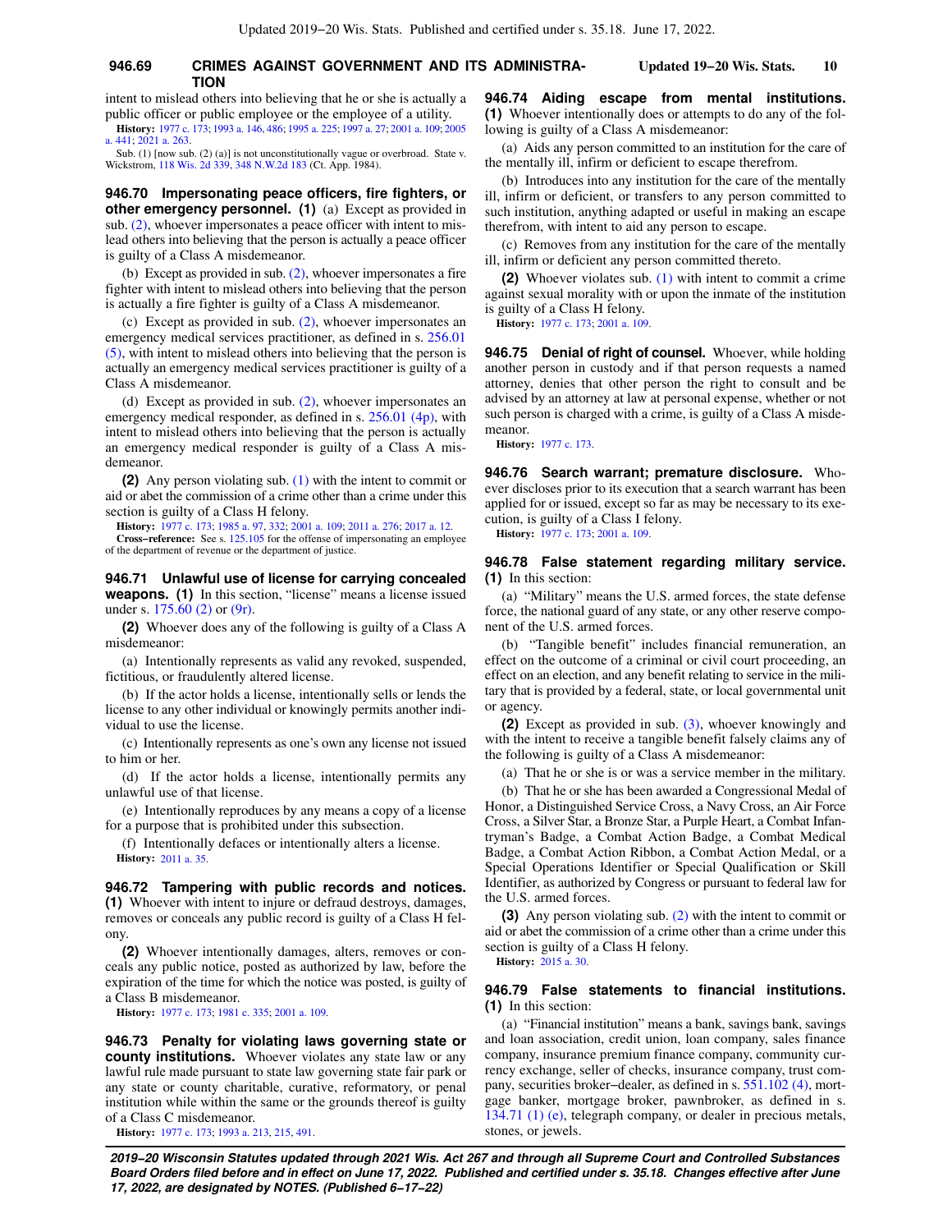intent to mislead others into believing that he or she is actually a public officer or public employee or the employee of a utility.

**History:** 1977 c. 173; 1993 a. 146, 486; 1995 a. 225; 1997 a. 27; 2001 a. 109; 2005 a. 441; 2021 a. 263.

Sub. (1) [now sub. (2) (a)] is not unconstitutionally vague or overbroad. State v. Wickstrom, 118 Wis. 2d 339, 348 N.W.2d 183 (Ct. App. 1984).

**946.70 Impersonating peace officers, fire fighters, or other emergency personnel. (1)** (a) Except as provided in sub. (2), whoever impersonates a peace officer with intent to mislead others into believing that the person is actually a peace officer is guilty of a Class A misdemeanor.

(b) Except as provided in sub. (2), whoever impersonates a fire fighter with intent to mislead others into believing that the person is actually a fire fighter is guilty of a Class A misdemeanor.

(c) Except as provided in sub. (2), whoever impersonates an emergency medical services practitioner, as defined in s. 256.01 (5), with intent to mislead others into believing that the person is actually an emergency medical services practitioner is guilty of a Class A misdemeanor.

(d) Except as provided in sub. (2), whoever impersonates an emergency medical responder, as defined in s. 256.01 (4p), with intent to mislead others into believing that the person is actually an emergency medical responder is guilty of a Class A misdemeanor.

**(2)** Any person violating sub. (1) with the intent to commit or aid or abet the commission of a crime other than a crime under this section is guilty of a Class H felony.

**History:** 1977 c. 173; 1985 a. 97, 332; 2001 a. 109; 2011 a. 276; 2017 a. 12.

**Cross-reference:** See s. 125.105 for the offense of impersonating an employee of the department of revenue or the department of justice.

**946.71 Unlawful use of license for carrying concealed weapons. (1)** In this section, "license" means a license issued under s. 175.60 (2) or (9r).

**(2)** Whoever does any of the following is guilty of a Class A misdemeanor:

(a) Intentionally represents as valid any revoked, suspended, fictitious, or fraudulently altered license.

(b) If the actor holds a license, intentionally sells or lends the license to any other individual or knowingly permits another individual to use the license.

(c) Intentionally represents as one's own any license not issued to him or her.

(d) If the actor holds a license, intentionally permits any unlawful use of that license.

(e) Intentionally reproduces by any means a copy of a license for a purpose that is prohibited under this subsection.

(f) Intentionally defaces or intentionally alters a license.

**History:** 2011 a. 35.

**946.72 Tampering with public records and notices. (1)** Whoever with intent to injure or defraud destroys, damages, removes or conceals any public record is guilty of a Class H felony.

**(2)** Whoever intentionally damages, alters, removes or conceals any public notice, posted as authorized by law, before the expiration of the time for which the notice was posted, is guilty of a Class B misdemeanor.

**History:** 1977 c. 173; 1981 c. 335; 2001 a. 109.

**946.73 Penalty for violating laws governing state or county institutions.** Whoever violates any state law or any lawful rule made pursuant to state law governing state fair park or any state or county charitable, curative, reformatory, or penal institution while within the same or the grounds thereof is guilty of a Class C misdemeanor.

**History:** 1977 c. 173; 1993 a. 213, 215, 491.

**946.74 Aiding escape from mental institutions. (1)** Whoever intentionally does or attempts to do any of the following is guilty of a Class A misdemeanor:

(a) Aids any person committed to an institution for the care of the mentally ill, infirm or deficient to escape therefrom.

(b) Introduces into any institution for the care of the mentally ill, infirm or deficient, or transfers to any person committed to such institution, anything adapted or useful in making an escape therefrom, with intent to aid any person to escape.

(c) Removes from any institution for the care of the mentally ill, infirm or deficient any person committed thereto.

**(2)** Whoever violates sub. (1) with intent to commit a crime against sexual morality with or upon the inmate of the institution is guilty of a Class H felony.

**History:** 1977 c. 173; 2001 a. 109.

**946.75 Denial of right of counsel.** Whoever, while holding another person in custody and if that person requests a named attorney, denies that other person the right to consult and be advised by an attorney at law at personal expense, whether or not such person is charged with a crime, is guilty of a Class A misdemeanor.

**History:** 1977 c. 173.

**946.76 Search warrant; premature disclosure.** Whoever discloses prior to its execution that a search warrant has been applied for or issued, except so far as may be necessary to its execution, is guilty of a Class I felony.

**History:** 1977 c. 173; 2001 a. 109.

**946.78 False statement regarding military service. (1)** In this section:

(a) "Military" means the U.S. armed forces, the state defense force, the national guard of any state, or any other reserve component of the U.S. armed forces.

(b) "Tangible benefit" includes financial remuneration, an effect on the outcome of a criminal or civil court proceeding, an effect on an election, and any benefit relating to service in the military that is provided by a federal, state, or local governmental unit or agency.

**(2)** Except as provided in sub. (3), whoever knowingly and with the intent to receive a tangible benefit falsely claims any of the following is guilty of a Class A misdemeanor:

(a) That he or she is or was a service member in the military.

(b) That he or she has been awarded a Congressional Medal of Honor, a Distinguished Service Cross, a Navy Cross, an Air Force Cross, a Silver Star, a Bronze Star, a Purple Heart, a Combat Infantryman's Badge, a Combat Action Badge, a Combat Medical Badge, a Combat Action Ribbon, a Combat Action Medal, or a Special Operations Identifier or Special Qualification or Skill Identifier, as authorized by Congress or pursuant to federal law for the U.S. armed forces.

**(3)** Any person violating sub. (2) with the intent to commit or aid or abet the commission of a crime other than a crime under this section is guilty of a Class H felony.

**History:** 2015 a. 30.

**946.79 False statements to financial institutions. (1)** In this section:

(a) "Financial institution" means a bank, savings bank, savings and loan association, credit union, loan company, sales finance company, insurance premium finance company, community currency exchange, seller of checks, insurance company, trust company, securities broker–dealer, as defined in s. 551.102 (4), mortgage banker, mortgage broker, pawnbroker, as defined in s. 134.71 (1) (e), telegraph company, or dealer in precious metals, stones, or jewels.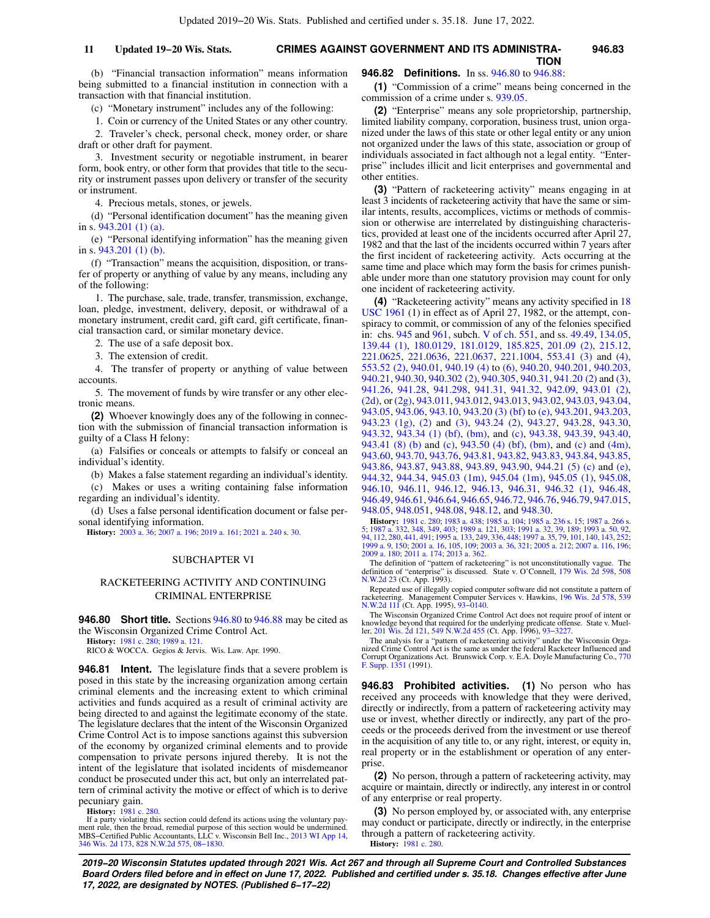(b) "Financial transaction information" means information being submitted to a financial institution in connection with a transaction with that financial institution.

(c) "Monetary instrument" includes any of the following:

1. Coin or currency of the United States or any other country.

2. Traveler's check, personal check, money order, or share draft or other draft for payment.

3. Investment security or negotiable instrument, in bearer form, book entry, or other form that provides that title to the security or instrument passes upon delivery or transfer of the security or instrument.

4. Precious metals, stones, or jewels.

(d) "Personal identification document" has the meaning given in s. 943.201 (1) (a).

(e) "Personal identifying information" has the meaning given in s. 943.201 (1) (b).

(f) "Transaction" means the acquisition, disposition, or transfer of property or anything of value by any means, including any of the following:

1. The purchase, sale, trade, transfer, transmission, exchange, loan, pledge, investment, delivery, deposit, or withdrawal of a monetary instrument, credit card, gift card, gift certificate, financial transaction card, or similar monetary device.

2. The use of a safe deposit box.

3. The extension of credit.

4. The transfer of property or anything of value between accounts.

5. The movement of funds by wire transfer or any other electronic means.

**(2)** Whoever knowingly does any of the following in connection with the submission of financial transaction information is guilty of a Class H felony:

(a) Falsifies or conceals or attempts to falsify or conceal an individual's identity.

(b) Makes a false statement regarding an individual's identity.

(c) Makes or uses a writing containing false information regarding an individual's identity.

(d) Uses a false personal identification document or false personal identifying information.

**History:** 2003 a. 36; 2007 a. 196; 2019 a. 161; 2021 a. 240 s. 30.

## SUBCHAPTER VI

## RACKETEERING ACTIVITY AND CONTINUING CRIMINAL ENTERPRISE

**946.80 Short title.** Sections 946.80 to 946.88 may be cited as the Wisconsin Organized Crime Control Act.

**History:** 1981 c. 280; 1989 a. 121.

RICO & WOCCA. Gegios & Jervis. Wis. Law. Apr. 1990.

**946.81 Intent.** The legislature finds that a severe problem is posed in this state by the increasing organization among certain criminal elements and the increasing extent to which criminal activities and funds acquired as a result of criminal activity are being directed to and against the legitimate economy of the state. The legislature declares that the intent of the Wisconsin Organized Crime Control Act is to impose sanctions against this subversion of the economy by organized criminal elements and to provide compensation to private persons injured thereby. It is not the intent of the legislature that isolated incidents of misdemeanor conduct be prosecuted under this act, but only an interrelated pattern of criminal activity the motive or effect of which is to derive pecuniary gain.

**History:** 1981 c. 280.

If a party violating this section could defend its actions using the voluntary payment rule, then the broad, remedial purpose of this section would be undermined. MBS-Certified Public Accountants, LLC v. Wisconsin Bell Inc., 2013 WI App 14, 346 Wis. 2d 173, 828 N.W.2d 575, 08-1830.

**946.82 Definitions.** In ss. 946.80 to 946.88:

**(1)** "Commission of a crime" means being concerned in the commission of a crime under s. 939.05.

**(2)** "Enterprise" means any sole proprietorship, partnership, limited liability company, corporation, business trust, union organized under the laws of this state or other legal entity or any union not organized under the laws of this state, association or group of individuals associated in fact although not a legal entity. "Enterprise" includes illicit and licit enterprises and governmental and other entities.

**(3)** "Pattern of racketeering activity" means engaging in at least 3 incidents of racketeering activity that have the same or similar intents, results, accomplices, victims or methods of commission or otherwise are interrelated by distinguishing characteristics, provided at least one of the incidents occurred after April 27, 1982 and that the last of the incidents occurred within 7 years after the first incident of racketeering activity. Acts occurring at the same time and place which may form the basis for crimes punishable under more than one statutory provision may count for only one incident of racketeering activity.

**(4)** "Racketeering activity" means any activity specified in 18 USC 1961 (1) in effect as of April 27, 1982, or the attempt, conspiracy to commit, or commission of any of the felonies specified in: chs. 945 and 961, subch. V of ch. 551, and ss. 49.49, 134.05, 139.44 (1), 180.0129, 181.0129, 185.825, 201.09 (2), 215.12, 221.0625, 221.0636, 221.0637, 221.1004, 553.41 (3) and (4), 553.52 (2), 940.01, 940.19 (4) to (6), 940.20, 940.201, 940.203, 940.21, 940.30, 940.302 (2), 940.305, 940.31, 941.20 (2) and (3), 941.26, 941.28, 941.298, 941.31, 941.32, 942.09, 943.01 (2), (2d), or (2g), 943.011, 943.012, 943.013, 943.02, 943.03, 943.04, 943.05, 943.06, 943.10, 943.20 (3) (bf) to (e), 943.201, 943.203, 943.23 (1g), (2) and (3), 943.24 (2), 943.27, 943.28, 943.30, 943.32, 943.34 (1) (bf), (bm), and (c), 943.38, 943.39, 943.40, 943.41 (8) (b) and (c), 943.50 (4) (bf), (bm), and (c) and (4m), 943.60, 943.70, 943.76, 943.81, 943.82, 943.83, 943.84, 943.85, 943.86, 943.87, 943.88, 943.89, 943.90, 944.21 (5) (c) and (e), 944.32, 944.34, 945.03 (1m), 945.04 (1m), 945.05 (1), 945.08, 946.10, 946.11, 946.12, 946.13, 946.31, 946.32 (1), 946.48, 946.49, 946.61, 946.64, 946.65, 946.72, 946.76, 946.79, 947.015, 948.05, 948.051, 948.08, 948.12, and 948.30.

**History:** 1981 c. 280; 1983 a. 438; 1985 a. 104; 1985 a. 236 s. 15; 1987 a. 266 s. 5; 1987 a. 332, 348, 349, 403; 1989 a. 121, 303; 1991 a. 32, 39, 189; 1993 a. 50, 92, 94, 112, 280, 441, 491; 1995 a. 133, 249, 336, 448; 1997 a. 35, 79, 101, 140, 143, 252; 1999 a. 9, 150; 2001 a. 16, 105, 109; 2003 a. 36, 321; 2005 a. 212; 2007 a. 116, 196; 2009 a. 180; 2011 a. 174; 2013 a. 362.

The definition of "pattern of racketeering" is not unconstitutionally vague. The definition of "enterprise" is discussed. State v. O'Connell, 179 Wis. 2d 598, 508 N.W.2d 23 (Ct. App. 1993).

Repeated use of illegally copied computer software did not constitute a pattern of racketeering. Management Computer Services v. Hawkins, 196 Wis. 2d 578, 539 N.W.2d 111 (Ct. App. 1995), 93-0140.

The Wisconsin Organized Crime Control Act does not require proof of intent or knowledge beyond that required for the underlying predicate offense. State v. Mueller, 201 Wis. 2d 121, 549 N.W.2d 455 (Ct. App. 1996), 93-3227.

The analysis for a "pattern of racketeering activity" under the Wisconsin Organized Crime Control Act is the same as under the federal Racketeer Influenced and Corrupt Organizations Act. Brunswick Corp. v. E.A. Doyle Manufacturing Co., 770 F. Supp. 1351 (1991).

**946.83 Prohibited activities.** **(1)** No person who has received any proceeds with knowledge that they were derived, directly or indirectly, from a pattern of racketeering activity may use or invest, whether directly or indirectly, any part of the proceeds or the proceeds derived from the investment or use thereof in the acquisition of any title to, or any right, interest, or equity in, real property or in the establishment or operation of any enterprise.

**(2)** No person, through a pattern of racketeering activity, may acquire or maintain, directly or indirectly, any interest in or control of any enterprise or real property.

**(3)** No person employed by, or associated with, any enterprise may conduct or participate, directly or indirectly, in the enterprise through a pattern of racketeering activity.

**History:** 1981 c. 280.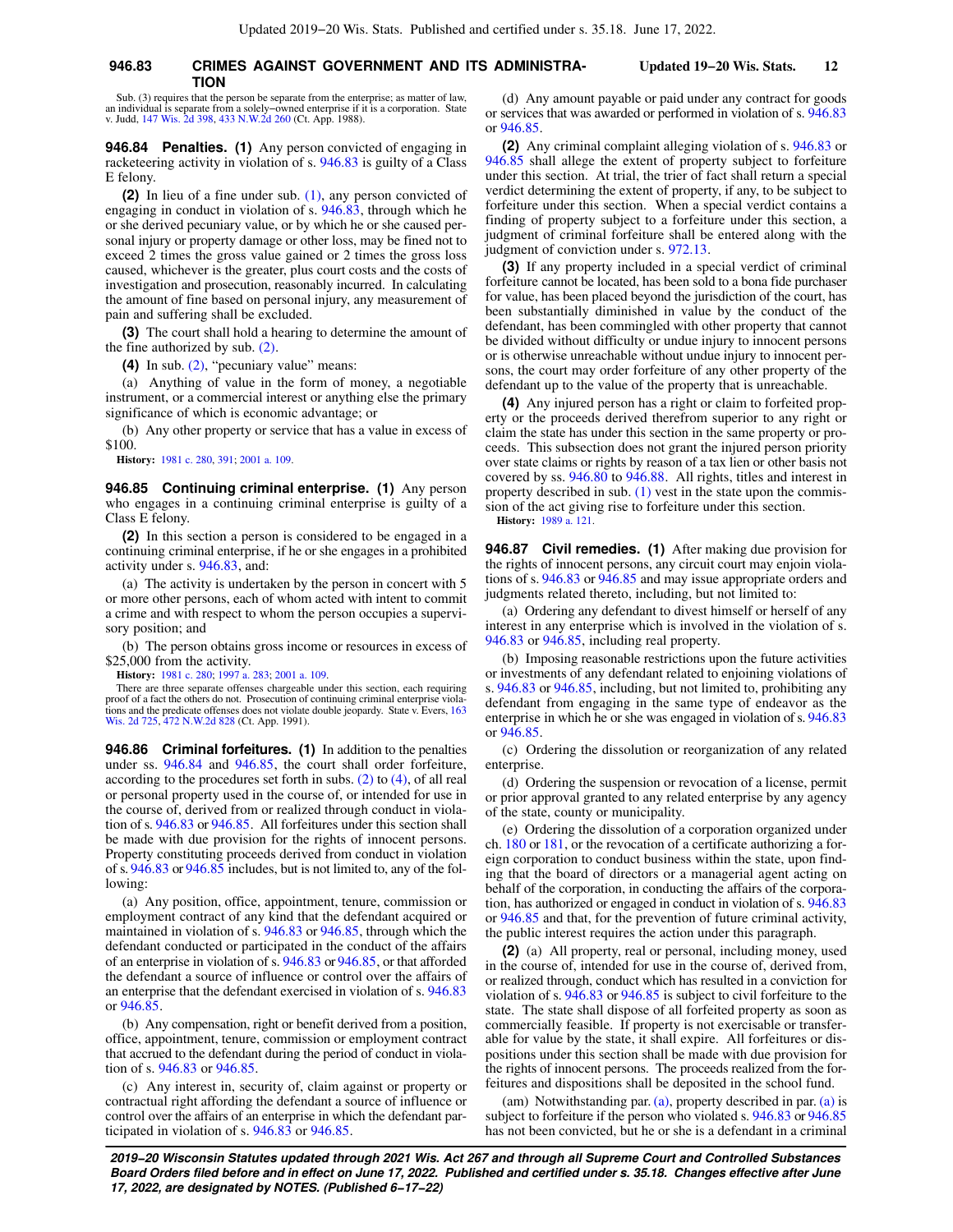Sub. (3) requires that the person be separate from the enterprise; as matter of law, an individual is separate from a solely-owned enterprise if it is a corporation. State v. Judd, 147 Wis. 2d 398, 433 N.W.2d 260 (Ct. App. 1988).

**946.84 Penalties. (1)** Any person convicted of engaging in racketeering activity in violation of s. 946.83 is guilty of a Class E felony.

**(2)** In lieu of a fine under sub. (1), any person convicted of engaging in conduct in violation of s. 946.83, through which he or she derived pecuniary value, or by which he or she caused personal injury or property damage or other loss, may be fined not to exceed 2 times the gross value gained or 2 times the gross loss caused, whichever is the greater, plus court costs and the costs of investigation and prosecution, reasonably incurred. In calculating the amount of fine based on personal injury, any measurement of pain and suffering shall be excluded.

**(3)** The court shall hold a hearing to determine the amount of the fine authorized by sub. (2).

**(4)** In sub. (2), "pecuniary value" means:

(a) Anything of value in the form of money, a negotiable instrument, or a commercial interest or anything else the primary significance of which is economic advantage; or

(b) Any other property or service that has a value in excess of $100.

**History:** 1981 c. 280, 391; 2001 a. 109.

**946.85 Continuing criminal enterprise. (1)** Any person who engages in a continuing criminal enterprise is guilty of a Class E felony.

**(2)** In this section a person is considered to be engaged in a continuing criminal enterprise, if he or she engages in a prohibited activity under s. 946.83, and:

(a) The activity is undertaken by the person in concert with 5 or more other persons, each of whom acted with intent to commit a crime and with respect to whom the person occupies a supervisory position; and

(b) The person obtains gross income or resources in excess of $25,000 from the activity.

**History:** 1981 c. 280; 1997 a. 283; 2001 a. 109.

There are three separate offenses chargeable under this section, each requiring proof of a fact the others do not. Prosecution of continuing criminal enterprise violations and the predicate offenses does not violate double jeopardy. State v. Evers, 163 Wis. 2d 725, 472 N.W.2d 828 (Ct. App. 1991).

**946.86 Criminal forfeitures. (1)** In addition to the penalties under ss. 946.84 and 946.85, the court shall order forfeiture, according to the procedures set forth in subs. (2) to (4), of all real or personal property used in the course of, or intended for use in the course of, derived from or realized through conduct in violation of s. 946.83 or 946.85. All forfeitures under this section shall be made with due provision for the rights of innocent persons. Property constituting proceeds derived from conduct in violation of s. 946.83 or 946.85 includes, but is not limited to, any of the following:

(a) Any position, office, appointment, tenure, commission or employment contract of any kind that the defendant acquired or maintained in violation of s. 946.83 or 946.85, through which the defendant conducted or participated in the conduct of the affairs of an enterprise in violation of s. 946.83 or 946.85, or that afforded the defendant a source of influence or control over the affairs of an enterprise that the defendant exercised in violation of s. 946.83 or 946.85.

(b) Any compensation, right or benefit derived from a position, office, appointment, tenure, commission or employment contract that accrued to the defendant during the period of conduct in violation of s. 946.83 or 946.85.

(c) Any interest in, security of, claim against or property or contractual right affording the defendant a source of influence or control over the affairs of an enterprise in which the defendant participated in violation of s. 946.83 or 946.85.

(d) Any amount payable or paid under any contract for goods or services that was awarded or performed in violation of s. 946.83 or 946.85.

**(2)** Any criminal complaint alleging violation of s. 946.83 or 946.85 shall allege the extent of property subject to forfeiture under this section. At trial, the trier of fact shall return a special verdict determining the extent of property, if any, to be subject to forfeiture under this section. When a special verdict contains a finding of property subject to a forfeiture under this section, a judgment of criminal forfeiture shall be entered along with the judgment of conviction under s. 972.13.

**(3)** If any property included in a special verdict of criminal forfeiture cannot be located, has been sold to a bona fide purchaser for value, has been placed beyond the jurisdiction of the court, has been substantially diminished in value by the conduct of the defendant, has been commingled with other property that cannot be divided without difficulty or undue injury to innocent persons or is otherwise unreachable without undue injury to innocent persons, the court may order forfeiture of any other property of the defendant up to the value of the property that is unreachable.

**(4)** Any injured person has a right or claim to forfeited property or the proceeds derived therefrom superior to any right or claim the state has under this section in the same property or proceeds. This subsection does not grant the injured person priority over state claims or rights by reason of a tax lien or other basis not covered by ss. 946.80 to 946.88. All rights, titles and interest in property described in sub. (1) vest in the state upon the commission of the act giving rise to forfeiture under this section.

**History:** 1989 a. 121.

**946.87 Civil remedies. (1)** After making due provision for the rights of innocent persons, any circuit court may enjoin violations of s. 946.83 or 946.85 and may issue appropriate orders and judgments related thereto, including, but not limited to:

(a) Ordering any defendant to divest himself or herself of any interest in any enterprise which is involved in the violation of s. 946.83 or 946.85, including real property.

(b) Imposing reasonable restrictions upon the future activities or investments of any defendant related to enjoining violations of s. 946.83 or 946.85, including, but not limited to, prohibiting any defendant from engaging in the same type of endeavor as the enterprise in which he or she was engaged in violation of s. 946.83 or 946.85.

(c) Ordering the dissolution or reorganization of any related enterprise.

(d) Ordering the suspension or revocation of a license, permit or prior approval granted to any related enterprise by any agency of the state, county or municipality.

(e) Ordering the dissolution of a corporation organized under ch. 180 or 181, or the revocation of a certificate authorizing a foreign corporation to conduct business within the state, upon finding that the board of directors or a managerial agent acting on behalf of the corporation, in conducting the affairs of the corporation, has authorized or engaged in conduct in violation of s. 946.83 or 946.85 and that, for the prevention of future criminal activity, the public interest requires the action under this paragraph.

**(2)** (a) All property, real or personal, including money, used in the course of, intended for use in the course of, derived from, or realized through, conduct which has resulted in a conviction for violation of s. 946.83 or 946.85 is subject to civil forfeiture to the state. The state shall dispose of all forfeited property as soon as commercially feasible. If property is not exercisable or transferable for value by the state, it shall expire. All forfeitures or dispositions under this section shall be made with due provision for the rights of innocent persons. The proceeds realized from the forfeitures and dispositions shall be deposited in the school fund.

(am) Notwithstanding par. (a), property described in par. (a) is subject to forfeiture if the person who violated s. 946.83 or 946.85 has not been convicted, but he or she is a defendant in a criminal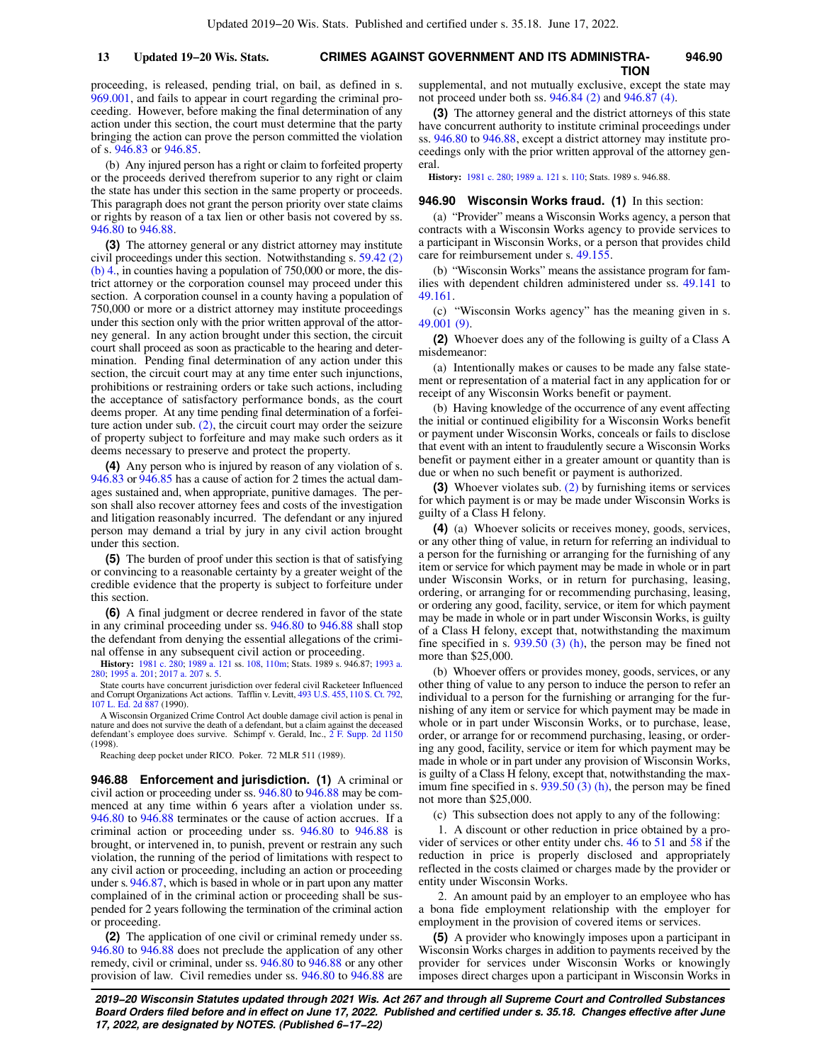proceeding, is released, pending trial, on bail, as defined in s. 969.001, and fails to appear in court regarding the criminal proceeding. However, before making the final determination of any action under this section, the court must determine that the party bringing the action can prove the person committed the violation of s. 946.83 or 946.85.

(b) Any injured person has a right or claim to forfeited property or the proceeds derived therefrom superior to any right or claim the state has under this section in the same property or proceeds. This paragraph does not grant the person priority over state claims or rights by reason of a tax lien or other basis not covered by ss. 946.80 to 946.88.

**(3)** The attorney general or any district attorney may institute civil proceedings under this section. Notwithstanding s. 59.42 (2) (b) 4., in counties having a population of 750,000 or more, the district attorney or the corporation counsel may proceed under this section. A corporation counsel in a county having a population of 750,000 or more or a district attorney may institute proceedings under this section only with the prior written approval of the attorney general. In any action brought under this section, the circuit court shall proceed as soon as practicable to the hearing and determination. Pending final determination of any action under this section, the circuit court may at any time enter such injunctions, prohibitions or restraining orders or take such actions, including the acceptance of satisfactory performance bonds, as the court deems proper. At any time pending final determination of a forfeiture action under sub. (2), the circuit court may order the seizure of property subject to forfeiture and may make such orders as it deems necessary to preserve and protect the property.

**(4)** Any person who is injured by reason of any violation of s. 946.83 or 946.85 has a cause of action for 2 times the actual damages sustained and, when appropriate, punitive damages. The person shall also recover attorney fees and costs of the investigation and litigation reasonably incurred. The defendant or any injured person may demand a trial by jury in any civil action brought under this section.

**(5)** The burden of proof under this section is that of satisfying or convincing to a reasonable certainty by a greater weight of the credible evidence that the property is subject to forfeiture under this section.

**(6)** A final judgment or decree rendered in favor of the state in any criminal proceeding under ss. 946.80 to 946.88 shall stop the defendant from denying the essential allegations of the criminal offense in any subsequent civil action or proceeding.

**History:** 1981 c. 280; 1989 a. 121 ss. 108, 110m; Stats. 1989 s. 946.87; 1993 a. 280; 1995 a. 201; 2017 a. 207 s. 5.

State courts have concurrent jurisdiction over federal civil Racketeer Influenced and Corrupt Organizations Act actions. Tafflin v. Levitt, 493 U.S. 455, 110 S. Ct. 792, 107 L. Ed. 2d 887 (1990).

A Wisconsin Organized Crime Control Act double damage civil action is penal in nature and does not survive the death of a defendant, but a claim against the deceased defendant's employee does survive. Schimpf v. Gerald, Inc., 2 F. Supp. 2d 1150 (1998).

Reaching deep pocket under RICO. Poker. 72 MLR 511 (1989).

**946.88 Enforcement and jurisdiction. (1)** A criminal or civil action or proceeding under ss. 946.80 to 946.88 may be commenced at any time within 6 years after a violation under ss. 946.80 to 946.88 terminates or the cause of action accrues. If a criminal action or proceeding under ss. 946.80 to 946.88 is brought, or intervened in, to punish, prevent or restrain any such violation, the running of the period of limitations with respect to any civil action or proceeding, including an action or proceeding under s. 946.87, which is based in whole or in part upon any matter complained of in the criminal action or proceeding shall be suspended for 2 years following the termination of the criminal action or proceeding.

**(2)** The application of one civil or criminal remedy under ss. 946.80 to 946.88 does not preclude the application of any other remedy, civil or criminal, under ss. 946.80 to 946.88 or any other provision of law. Civil remedies under ss. 946.80 to 946.88 are supplemental, and not mutually exclusive, except the state may not proceed under both ss. 946.84 (2) and 946.87 (4).

**(3)** The attorney general and the district attorneys of this state have concurrent authority to institute criminal proceedings under ss. 946.80 to 946.88, except a district attorney may institute proceedings only with the prior written approval of the attorney general.

**History:** 1981 c. 280; 1989 a. 121 s. 110; Stats. 1989 s. 946.88.

**946.90 Wisconsin Works fraud. (1)** In this section:

(a) "Provider" means a Wisconsin Works agency, a person that contracts with a Wisconsin Works agency to provide services to a participant in Wisconsin Works, or a person that provides child care for reimbursement under s. 49.155.

(b) "Wisconsin Works" means the assistance program for families with dependent children administered under ss. 49.141 to 49.161.

(c) "Wisconsin Works agency" has the meaning given in s. 49.001 (9).

**(2)** Whoever does any of the following is guilty of a Class A misdemeanor:

(a) Intentionally makes or causes to be made any false statement or representation of a material fact in any application for or receipt of any Wisconsin Works benefit or payment.

(b) Having knowledge of the occurrence of any event affecting the initial or continued eligibility for a Wisconsin Works benefit or payment under Wisconsin Works, conceals or fails to disclose that event with an intent to fraudulently secure a Wisconsin Works benefit or payment either in a greater amount or quantity than is due or when no such benefit or payment is authorized.

**(3)** Whoever violates sub. (2) by furnishing items or services for which payment is or may be made under Wisconsin Works is guilty of a Class H felony.

**(4)** (a) Whoever solicits or receives money, goods, services, or any other thing of value, in return for referring an individual to a person for the furnishing or arranging for the furnishing of any item or service for which payment may be made in whole or in part under Wisconsin Works, or in return for purchasing, leasing, ordering, or arranging for or recommending purchasing, leasing, or ordering any good, facility, service, or item for which payment may be made in whole or in part under Wisconsin Works, is guilty of a Class H felony, except that, notwithstanding the maximum fine specified in s. 939.50 (3) (h), the person may be fined not more than $25,000.

(b) Whoever offers or provides money, goods, services, or any other thing of value to any person to induce the person to refer an individual to a person for the furnishing or arranging for the furnishing of any item or service for which payment may be made in whole or in part under Wisconsin Works, or to purchase, lease, order, or arrange for or recommend purchasing, leasing, or ordering any good, facility, service or item for which payment may be made in whole or in part under any provision of Wisconsin Works, is guilty of a Class H felony, except that, notwithstanding the maximum fine specified in s. 939.50 (3) (h), the person may be fined not more than $25,000.

(c) This subsection does not apply to any of the following:

1. A discount or other reduction in price obtained by a provider of services or other entity under chs. 46 to 51 and 58 if the reduction in price is properly disclosed and appropriately reflected in the costs claimed or charges made by the provider or entity under Wisconsin Works.

2. An amount paid by an employer to an employee who has a bona fide employment relationship with the employer for employment in the provision of covered items or services.

**(5)** A provider who knowingly imposes upon a participant in Wisconsin Works charges in addition to payments received by the provider for services under Wisconsin Works or knowingly imposes direct charges upon a participant in Wisconsin Works in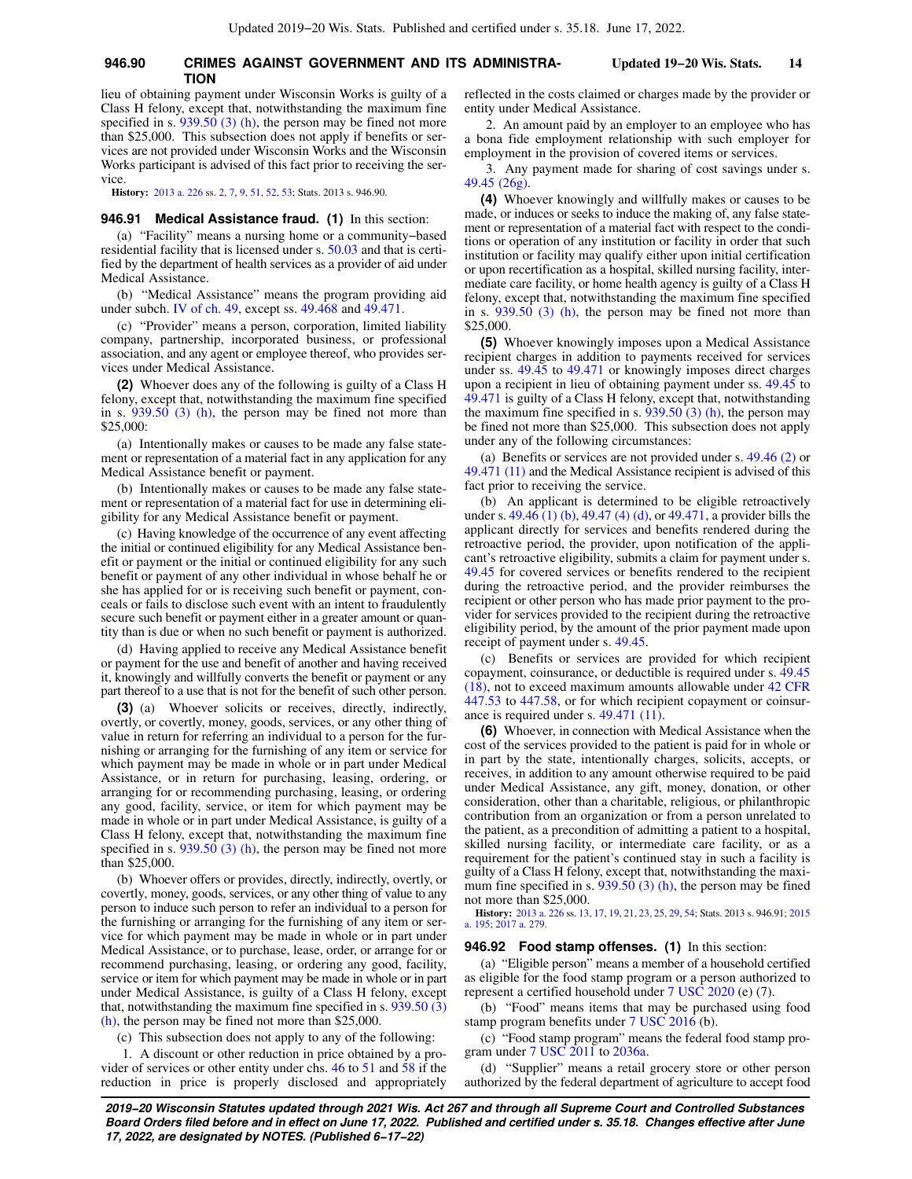lieu of obtaining payment under Wisconsin Works is guilty of a Class H felony, except that, notwithstanding the maximum fine specified in s. 939.50 (3) (h), the person may be fined not more than $25,000. This subsection does not apply if benefits or services are not provided under Wisconsin Works and the Wisconsin Works participant is advised of this fact prior to receiving the service.

**History:** 2013 a. 226 ss. 2, 7, 9, 51, 52, 53; Stats. 2013 s. 946.90.

**946.91 Medical Assistance fraud.** **(1)** In this section:

(a) "Facility" means a nursing home or a community-based residential facility that is licensed under s. 50.03 and that is certified by the department of health services as a provider of aid under Medical Assistance.

(b) "Medical Assistance" means the program providing aid under subch. IV of ch. 49, except ss. 49.468 and 49.471.

(c) "Provider" means a person, corporation, limited liability company, partnership, incorporated business, or professional association, and any agent or employee thereof, who provides services under Medical Assistance.

**(2)** Whoever does any of the following is guilty of a Class H felony, except that, notwithstanding the maximum fine specified in s. 939.50 (3) (h), the person may be fined not more than $25,000:

(a) Intentionally makes or causes to be made any false statement or representation of a material fact in any application for any Medical Assistance benefit or payment.

(b) Intentionally makes or causes to be made any false statement or representation of a material fact for use in determining eligibility for any Medical Assistance benefit or payment.

(c) Having knowledge of the occurrence of any event affecting the initial or continued eligibility for any Medical Assistance benefit or payment or the initial or continued eligibility for any such benefit or payment of any other individual in whose behalf he or she has applied for or is receiving such benefit or payment, conceals or fails to disclose such event with an intent to fraudulently secure such benefit or payment either in a greater amount or quantity than is due or when no such benefit or payment is authorized.

(d) Having applied to receive any Medical Assistance benefit or payment for the use and benefit of another and having received it, knowingly and willfully converts the benefit or payment or any part thereof to a use that is not for the benefit of such other person.

**(3)** (a) Whoever solicits or receives, directly, indirectly, overtly, or covertly, money, goods, services, or any other thing of value in return for referring an individual to a person for the furnishing or arranging for the furnishing of any item or service for which payment may be made in whole or in part under Medical Assistance, or in return for purchasing, leasing, ordering, or arranging for or recommending purchasing, leasing, or ordering any good, facility, service, or item for which payment may be made in whole or in part under Medical Assistance, is guilty of a Class H felony, except that, notwithstanding the maximum fine specified in s. 939.50 (3) (h), the person may be fined not more than $25,000.

(b) Whoever offers or provides, directly, indirectly, overtly, or covertly, money, goods, services, or any other thing of value to any person to induce such person to refer an individual to a person for the furnishing or arranging for the furnishing of any item or service for which payment may be made in whole or in part under Medical Assistance, or to purchase, lease, order, or arrange for or recommend purchasing, leasing, or ordering any good, facility, service or item for which payment may be made in whole or in part under Medical Assistance, is guilty of a Class H felony, except that, notwithstanding the maximum fine specified in s. 939.50 (3) (h), the person may be fined not more than $25,000.

(c) This subsection does not apply to any of the following:

1. A discount or other reduction in price obtained by a provider of services or other entity under chs. 46 to 51 and 58 if the reduction in price is properly disclosed and appropriately reflected in the costs claimed or charges made by the provider or entity under Medical Assistance.

2. An amount paid by an employer to an employee who has a bona fide employment relationship with such employer for employment in the provision of covered items or services.

3. Any payment made for sharing of cost savings under s. 49.45 (26g).

**(4)** Whoever knowingly and willfully makes or causes to be made, or induces or seeks to induce the making of, any false statement or representation of a material fact with respect to the conditions or operation of any institution or facility in order that such institution or facility may qualify either upon initial certification or upon recertification as a hospital, skilled nursing facility, intermediate care facility, or home health agency is guilty of a Class H felony, except that, notwithstanding the maximum fine specified in s. 939.50 (3) (h), the person may be fined not more than $25,000.

**(5)** Whoever knowingly imposes upon a Medical Assistance recipient charges in addition to payments received for services under ss. 49.45 to 49.471 or knowingly imposes direct charges upon a recipient in lieu of obtaining payment under ss. 49.45 to 49.471 is guilty of a Class H felony, except that, notwithstanding the maximum fine specified in s. 939.50 (3) (h), the person may be fined not more than $25,000. This subsection does not apply under any of the following circumstances:

(a) Benefits or services are not provided under s. 49.46 (2) or 49.471 (11) and the Medical Assistance recipient is advised of this fact prior to receiving the service.

(b) An applicant is determined to be eligible retroactively under s. 49.46 (1) (b), 49.47 (4) (d), or 49.471, a provider bills the applicant directly for services and benefits rendered during the retroactive period, the provider, upon notification of the applicant's retroactive eligibility, submits a claim for payment under s. 49.45 for covered services or benefits rendered to the recipient during the retroactive period, and the provider reimburses the recipient or other person who has made prior payment to the provider for services provided to the recipient during the retroactive eligibility period, by the amount of the prior payment made upon receipt of payment under s. 49.45.

(c) Benefits or services are provided for which recipient copayment, coinsurance, or deductible is required under s. 49.45 (18), not to exceed maximum amounts allowable under 42 CFR 447.53 to 447.58, or for which recipient copayment or coinsurance is required under s. 49.471 (11).

**(6)** Whoever, in connection with Medical Assistance when the cost of the services provided to the patient is paid for in whole or in part by the state, intentionally charges, solicits, accepts, or receives, in addition to any amount otherwise required to be paid under Medical Assistance, any gift, money, donation, or other consideration, other than a charitable, religious, or philanthropic contribution from an organization or from a person unrelated to the patient, as a precondition of admitting a patient to a hospital, skilled nursing facility, or intermediate care facility, or as a requirement for the patient's continued stay in such a facility is guilty of a Class H felony, except that, notwithstanding the maximum fine specified in s. 939.50 (3) (h), the person may be fined not more than $25,000.

**History:** 2013 a. 226 ss. 13, 17, 19, 21, 23, 25, 29, 54; Stats. 2013 s. 946.91; 2015 a. 195; 2017 a. 279.

**946.92 Food stamp offenses.** **(1)** In this section:

(a) "Eligible person" means a member of a household certified as eligible for the food stamp program or a person authorized to represent a certified household under 7 USC 2020 (e) (7).

(b) "Food" means items that may be purchased using food stamp program benefits under 7 USC 2016 (b).

(c) "Food stamp program" means the federal food stamp program under 7 USC 2011 to 2036a.

(d) "Supplier" means a retail grocery store or other person authorized by the federal department of agriculture to accept food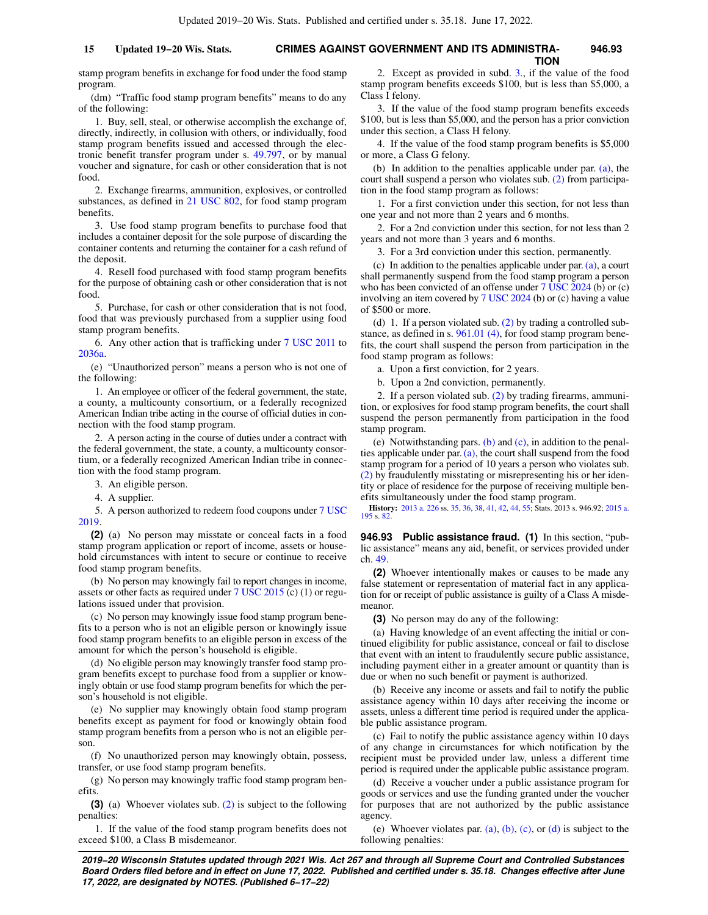stamp program benefits in exchange for food under the food stamp program.

(dm) "Traffic food stamp program benefits" means to do any of the following:

1. Buy, sell, steal, or otherwise accomplish the exchange of, directly, indirectly, in collusion with others, or individually, food stamp program benefits issued and accessed through the electronic benefit transfer program under s. 49.797, or by manual voucher and signature, for cash or other consideration that is not food.

2. Exchange firearms, ammunition, explosives, or controlled substances, as defined in 21 USC 802, for food stamp program benefits.

3. Use food stamp program benefits to purchase food that includes a container deposit for the sole purpose of discarding the container contents and returning the container for a cash refund of the deposit.

4. Resell food purchased with food stamp program benefits for the purpose of obtaining cash or other consideration that is not food.

5. Purchase, for cash or other consideration that is not food, food that was previously purchased from a supplier using food stamp program benefits.

6. Any other action that is trafficking under 7 USC 2011 to 2036a.

(e) "Unauthorized person" means a person who is not one of the following:

1. An employee or officer of the federal government, the state, a county, a multicounty consortium, or a federally recognized American Indian tribe acting in the course of official duties in connection with the food stamp program.

2. A person acting in the course of duties under a contract with the federal government, the state, a county, a multicounty consortium, or a federally recognized American Indian tribe in connection with the food stamp program.

3. An eligible person.

4. A supplier.

5. A person authorized to redeem food coupons under 7 USC 2019.

**(2)** (a) No person may misstate or conceal facts in a food stamp program application or report of income, assets or household circumstances with intent to secure or continue to receive food stamp program benefits.

(b) No person may knowingly fail to report changes in income, assets or other facts as required under 7 USC 2015 (c) (1) or regulations issued under that provision.

(c) No person may knowingly issue food stamp program benefits to a person who is not an eligible person or knowingly issue food stamp program benefits to an eligible person in excess of the amount for which the person's household is eligible.

(d) No eligible person may knowingly transfer food stamp program benefits except to purchase food from a supplier or knowingly obtain or use food stamp program benefits for which the person's household is not eligible.

(e) No supplier may knowingly obtain food stamp program benefits except as payment for food or knowingly obtain food stamp program benefits from a person who is not an eligible person.

(f) No unauthorized person may knowingly obtain, possess, transfer, or use food stamp program benefits.

(g) No person may knowingly traffic food stamp program benefits.

**(3)** (a) Whoever violates sub. (2) is subject to the following penalties:

1. If the value of the food stamp program benefits does not exceed $100, a Class B misdemeanor.

2. Except as provided in subd. 3., if the value of the food stamp program benefits exceeds $100, but is less than $5,000, a Class I felony.

3. If the value of the food stamp program benefits exceeds $100, but is less than $5,000, and the person has a prior conviction under this section, a Class H felony.

4. If the value of the food stamp program benefits is $5,000 or more, a Class G felony.

(b) In addition to the penalties applicable under par. (a), the court shall suspend a person who violates sub. (2) from participation in the food stamp program as follows:

1. For a first conviction under this section, for not less than one year and not more than 2 years and 6 months.

2. For a 2nd conviction under this section, for not less than 2 years and not more than 3 years and 6 months.

3. For a 3rd conviction under this section, permanently.

(c) In addition to the penalties applicable under par. (a), a court shall permanently suspend from the food stamp program a person who has been convicted of an offense under 7 USC 2024 (b) or (c) involving an item covered by 7 USC 2024 (b) or (c) having a value of $500 or more.

(d) 1. If a person violated sub. (2) by trading a controlled substance, as defined in s. 961.01 (4), for food stamp program benefits, the court shall suspend the person from participation in the food stamp program as follows:

a. Upon a first conviction, for 2 years.

b. Upon a 2nd conviction, permanently.

2. If a person violated sub. (2) by trading firearms, ammunition, or explosives for food stamp program benefits, the court shall suspend the person permanently from participation in the food stamp program.

(e) Notwithstanding pars. (b) and (c), in addition to the penalties applicable under par. (a), the court shall suspend from the food stamp program for a period of 10 years a person who violates sub. (2) by fraudulently misstating or misrepresenting his or her identity or place of residence for the purpose of receiving multiple benefits simultaneously under the food stamp program.

**History:** 2013 a. 226 ss. 35, 36, 38, 41, 42, 44, 55; Stats. 2013 s. 946.92; 2015 a. 195 s. 82.

**946.93 Public assistance fraud.** **(1)** In this section, "public assistance" means any aid, benefit, or services provided under ch. 49.

**(2)** Whoever intentionally makes or causes to be made any false statement or representation of material fact in any application for or receipt of public assistance is guilty of a Class A misdemeanor.

**(3)** No person may do any of the following:

(a) Having knowledge of an event affecting the initial or continued eligibility for public assistance, conceal or fail to disclose that event with an intent to fraudulently secure public assistance, including payment either in a greater amount or quantity than is due or when no such benefit or payment is authorized.

(b) Receive any income or assets and fail to notify the public assistance agency within 10 days after receiving the income or assets, unless a different time period is required under the applicable public assistance program.

(c) Fail to notify the public assistance agency within 10 days of any change in circumstances for which notification by the recipient must be provided under law, unless a different time period is required under the applicable public assistance program.

(d) Receive a voucher under a public assistance program for goods or services and use the funding granted under the voucher for purposes that are not authorized by the public assistance agency.

(e) Whoever violates par. (a), (b), (c), or (d) is subject to the following penalties: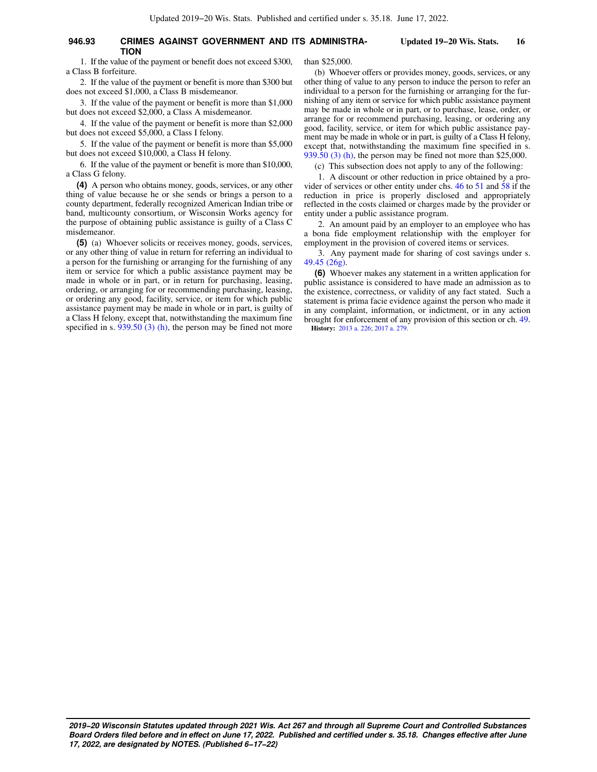1. If the value of the payment or benefit does not exceed $300, a Class B forfeiture.

2. If the value of the payment or benefit is more than $300 but does not exceed $1,000, a Class B misdemeanor.

3. If the value of the payment or benefit is more than $1,000 but does not exceed $2,000, a Class A misdemeanor.

4. If the value of the payment or benefit is more than $2,000 but does not exceed $5,000, a Class I felony.

5. If the value of the payment or benefit is more than $5,000 but does not exceed $10,000, a Class H felony.

6. If the value of the payment or benefit is more than $10,000, a Class G felony.

**(4)** A person who obtains money, goods, services, or any other thing of value because he or she sends or brings a person to a county department, federally recognized American Indian tribe or band, multicounty consortium, or Wisconsin Works agency for the purpose of obtaining public assistance is guilty of a Class C misdemeanor.

**(5)** (a) Whoever solicits or receives money, goods, services, or any other thing of value in return for referring an individual to a person for the furnishing or arranging for the furnishing of any item or service for which a public assistance payment may be made in whole or in part, or in return for purchasing, leasing, ordering, or arranging for or recommending purchasing, leasing, or ordering any good, facility, service, or item for which public assistance payment may be made in whole or in part, is guilty of a Class H felony, except that, notwithstanding the maximum fine specified in s. 939.50 (3) (h), the person may be fined not more than $25,000.

(b) Whoever offers or provides money, goods, services, or any other thing of value to any person to induce the person to refer an individual to a person for the furnishing or arranging for the furnishing of any item or service for which public assistance payment may be made in whole or in part, or to purchase, lease, order, or arrange for or recommend purchasing, leasing, or ordering any good, facility, service, or item for which public assistance payment may be made in whole or in part, is guilty of a Class H felony, except that, notwithstanding the maximum fine specified in s. 939.50 (3) (h), the person may be fined not more than $25,000.

(c) This subsection does not apply to any of the following:

1. A discount or other reduction in price obtained by a provider of services or other entity under chs. 46 to 51 and 58 if the reduction in price is properly disclosed and appropriately reflected in the costs claimed or charges made by the provider or entity under a public assistance program.

2. An amount paid by an employer to an employee who has a bona fide employment relationship with the employer for employment in the provision of covered items or services.

3. Any payment made for sharing of cost savings under s. 49.45 (26g).

**(6)** Whoever makes any statement in a written application for public assistance is considered to have made an admission as to the existence, correctness, or validity of any fact stated. Such a statement is prima facie evidence against the person who made it in any complaint, information, or indictment, or in any action brought for enforcement of any provision of this section or ch. 49.

**History:** 2013 a. 226; 2017 a. 279.